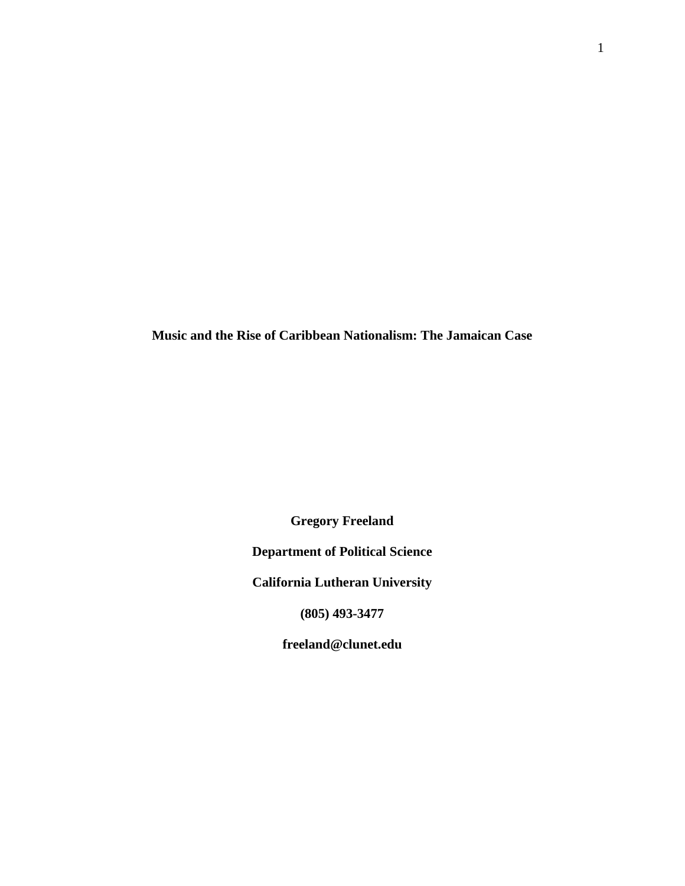# Music and the Rise of Caribbean Nationalism: The Jamaican Case

**Gregory Freeland**

**Department of Political Science**

**California Lutheran University**

**(805) 493-3477**

**freeland@clunet.edu**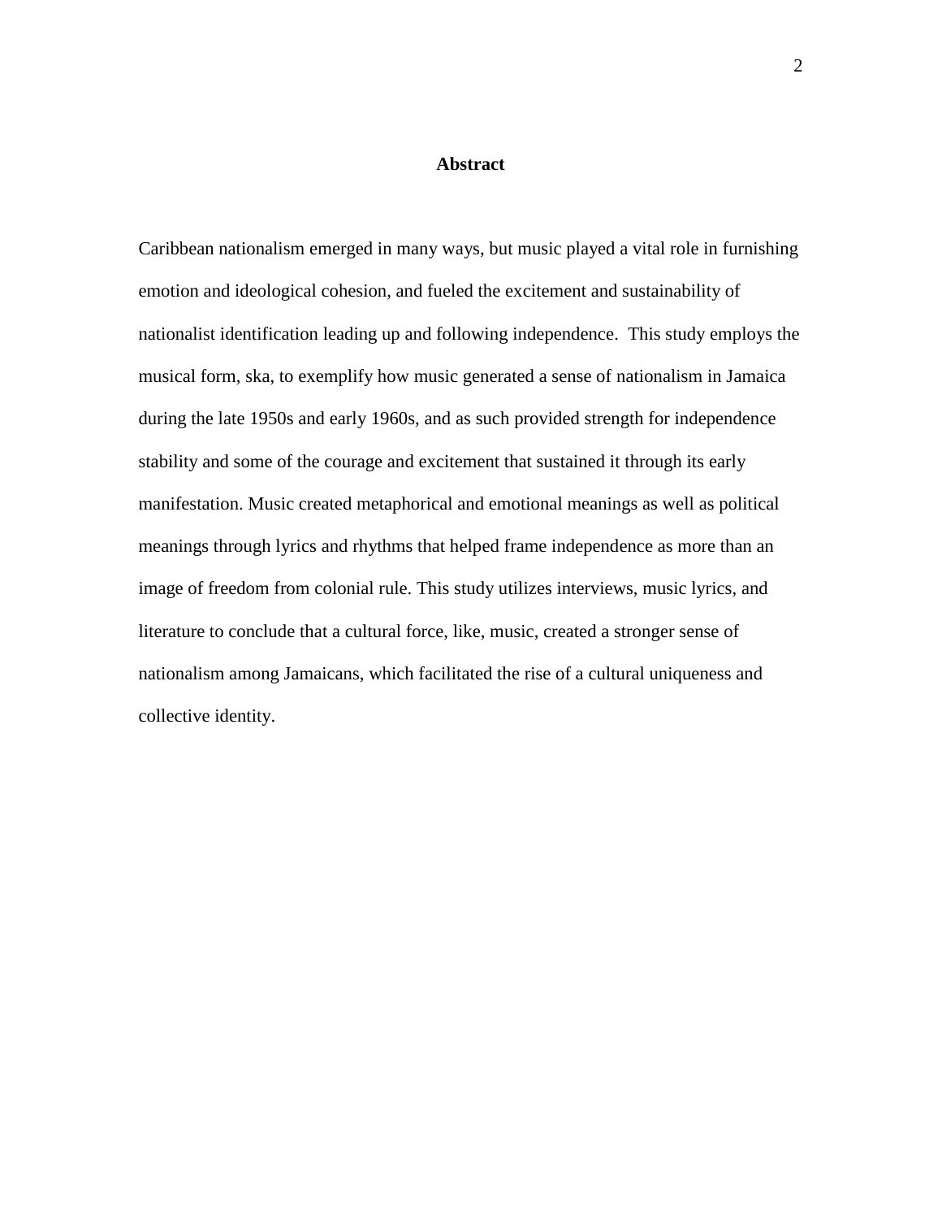# Abstract

Caribbean nationalism emerged in many ways, but music played a vital role in furnishing emotion and ideological cohesion, and fueled the excitement and sustainability of nationalist identification leading up and following independence. This study employs the musical form, ska, to exemplify how music generated a sense of nationalism in Jamaica during the late 1950s and early 1960s, and as such provided strength for independence stability and some of the courage and excitement that sustained it through its early manifestation. Music created metaphorical and emotional meanings as well as political meanings through lyrics and rhythms that helped frame independence as more than an image of freedom from colonial rule. This study utilizes interviews, music lyrics, and literature to conclude that a cultural force, like, music, created a stronger sense of nationalism among Jamaicans, which facilitated the rise of a cultural uniqueness and collective identity.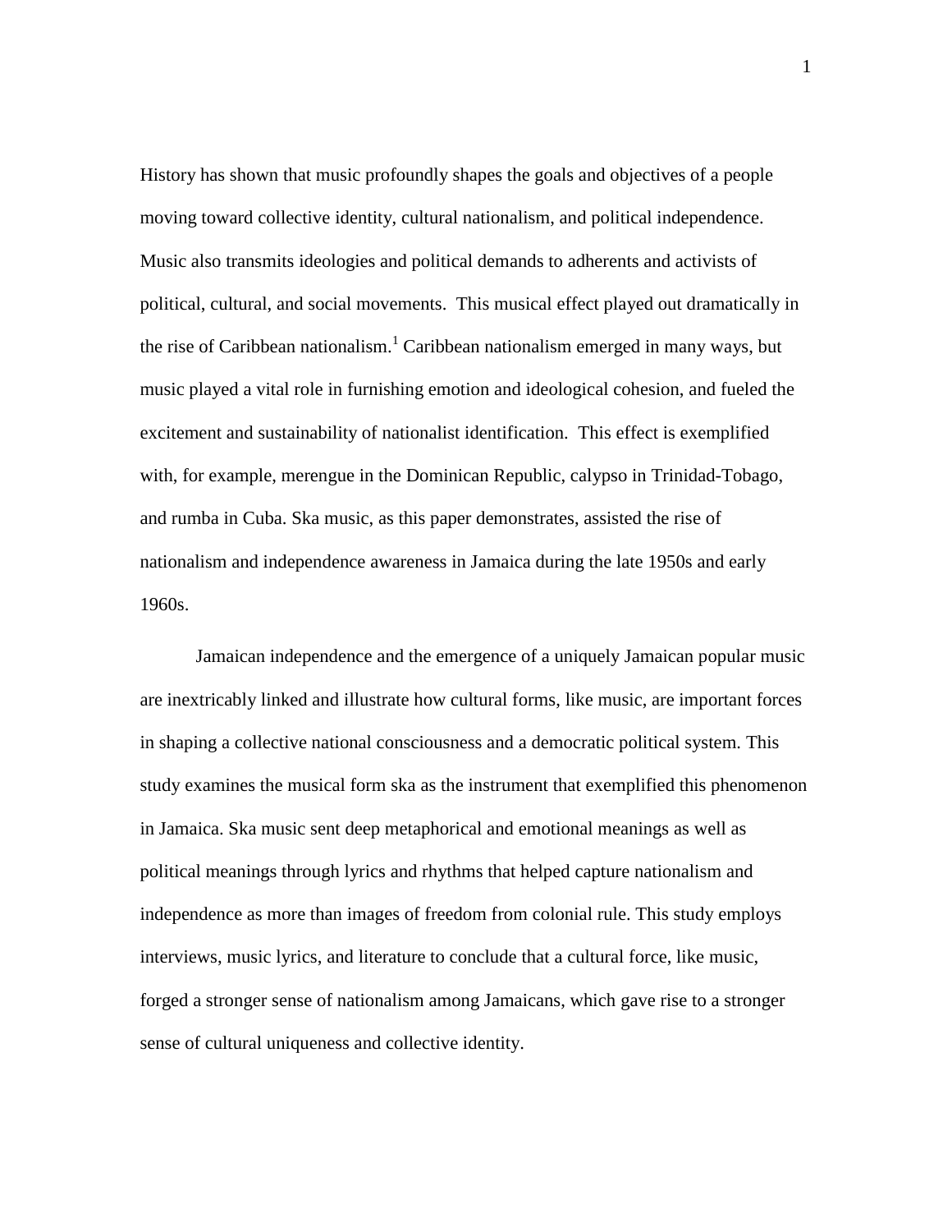History has shown that music profoundly shapes the goals and objectives of a people moving toward collective identity, cultural nationalism, and political independence. Music also transmits ideologies and political demands to adherents and activists of political, cultural, and social movements. This musical effect played out dramatically in the rise of Caribbean nationalism.[1] Caribbean nationalism emerged in many ways, but music played a vital role in furnishing emotion and ideological cohesion, and fueled the excitement and sustainability of nationalist identification. This effect is exemplified with, for example, merengue in the Dominican Republic, calypso in Trinidad-Tobago, and rumba in Cuba. Ska music, as this paper demonstrates, assisted the rise of nationalism and independence awareness in Jamaica during the late 1950s and early 1960s.

Jamaican independence and the emergence of a uniquely Jamaican popular music are inextricably linked and illustrate how cultural forms, like music, are important forces in shaping a collective national consciousness and a democratic political system. This study examines the musical form ska as the instrument that exemplified this phenomenon in Jamaica. Ska music sent deep metaphorical and emotional meanings as well as political meanings through lyrics and rhythms that helped capture nationalism and independence as more than images of freedom from colonial rule. This study employs interviews, music lyrics, and literature to conclude that a cultural force, like music, forged a stronger sense of nationalism among Jamaicans, which gave rise to a stronger sense of cultural uniqueness and collective identity.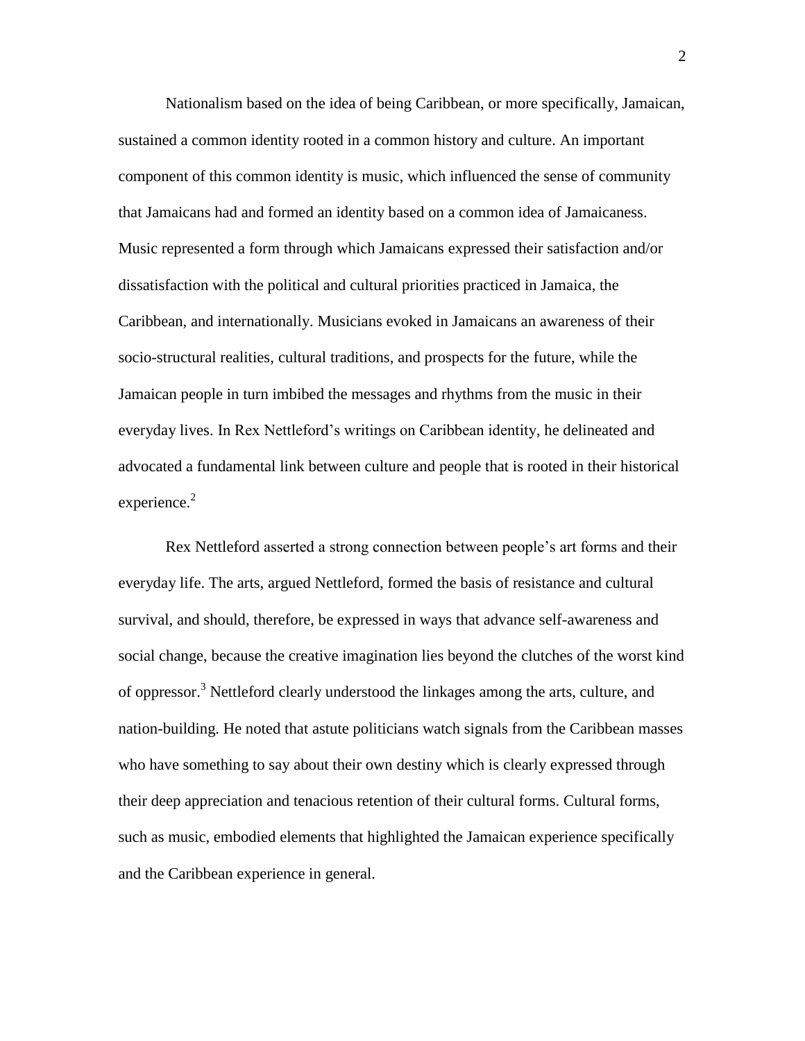Nationalism based on the idea of being Caribbean, or more specifically, Jamaican, sustained a common identity rooted in a common history and culture. An important component of this common identity is music, which influenced the sense of community that Jamaicans had and formed an identity based on a common idea of Jamaicaness. Music represented a form through which Jamaicans expressed their satisfaction and/or dissatisfaction with the political and cultural priorities practiced in Jamaica, the Caribbean, and internationally. Musicians evoked in Jamaicans an awareness of their socio-structural realities, cultural traditions, and prospects for the future, while the Jamaican people in turn imbibed the messages and rhythms from the music in their everyday lives. In Rex Nettleford's writings on Caribbean identity, he delineated and advocated a fundamental link between culture and people that is rooted in their historical experience.[2]

Rex Nettleford asserted a strong connection between people's art forms and their everyday life. The arts, argued Nettleford, formed the basis of resistance and cultural survival, and should, therefore, be expressed in ways that advance self-awareness and social change, because the creative imagination lies beyond the clutches of the worst kind of oppressor.[3] Nettleford clearly understood the linkages among the arts, culture, and nation-building. He noted that astute politicians watch signals from the Caribbean masses who have something to say about their own destiny which is clearly expressed through their deep appreciation and tenacious retention of their cultural forms. Cultural forms, such as music, embodied elements that highlighted the Jamaican experience specifically and the Caribbean experience in general.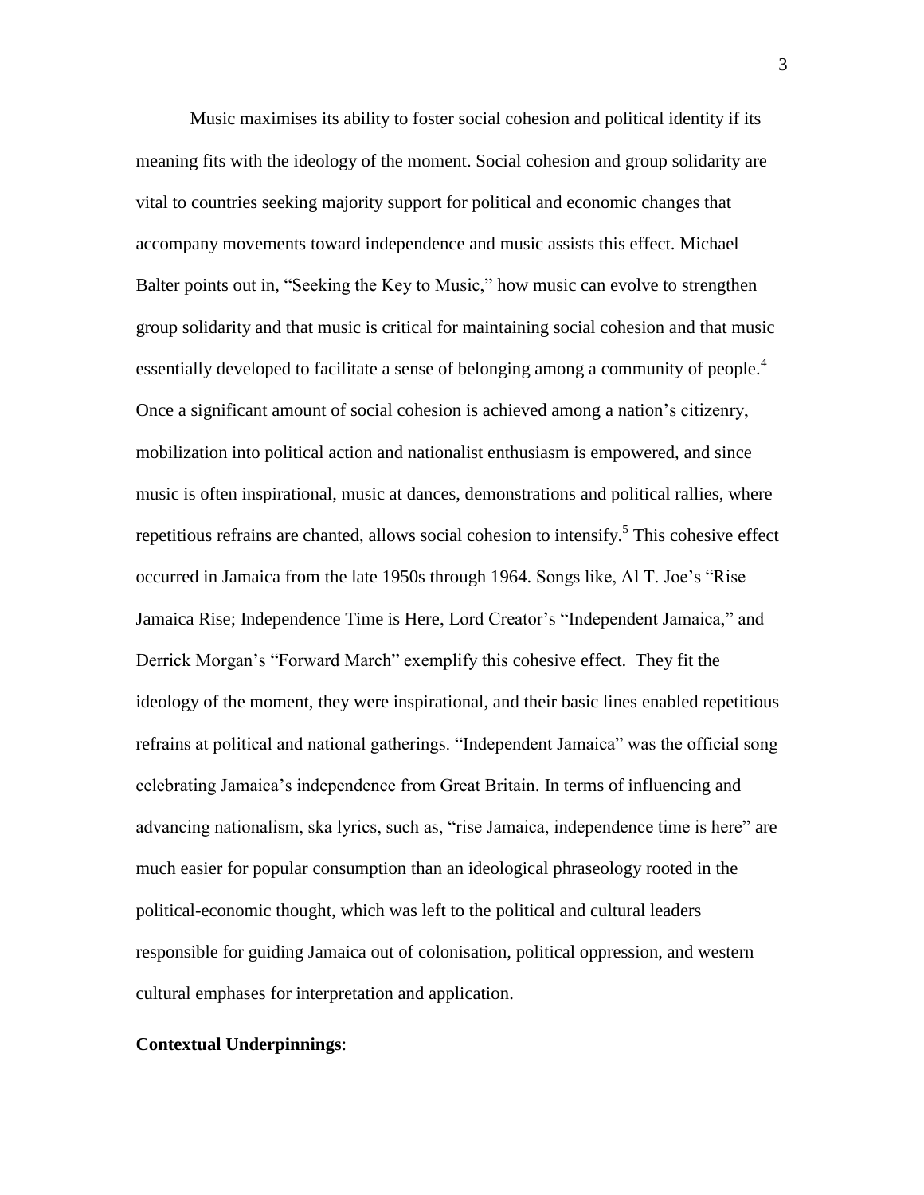Music maximises its ability to foster social cohesion and political identity if its meaning fits with the ideology of the moment. Social cohesion and group solidarity are vital to countries seeking majority support for political and economic changes that accompany movements toward independence and music assists this effect. Michael Balter points out in, "Seeking the Key to Music," how music can evolve to strengthen group solidarity and that music is critical for maintaining social cohesion and that music essentially developed to facilitate a sense of belonging among a community of people.[4] Once a significant amount of social cohesion is achieved among a nation's citizenry, mobilization into political action and nationalist enthusiasm is empowered, and since music is often inspirational, music at dances, demonstrations and political rallies, where repetitious refrains are chanted, allows social cohesion to intensify.[5] This cohesive effect occurred in Jamaica from the late 1950s through 1964. Songs like, Al T. Joe's "Rise Jamaica Rise; Independence Time is Here, Lord Creator's "Independent Jamaica," and Derrick Morgan's "Forward March" exemplify this cohesive effect. They fit the ideology of the moment, they were inspirational, and their basic lines enabled repetitious refrains at political and national gatherings. "Independent Jamaica" was the official song celebrating Jamaica's independence from Great Britain. In terms of influencing and advancing nationalism, ska lyrics, such as, "rise Jamaica, independence time is here" are much easier for popular consumption than an ideological phraseology rooted in the political-economic thought, which was left to the political and cultural leaders responsible for guiding Jamaica out of colonisation, political oppression, and western cultural emphases for interpretation and application.

**Contextual Underpinnings**: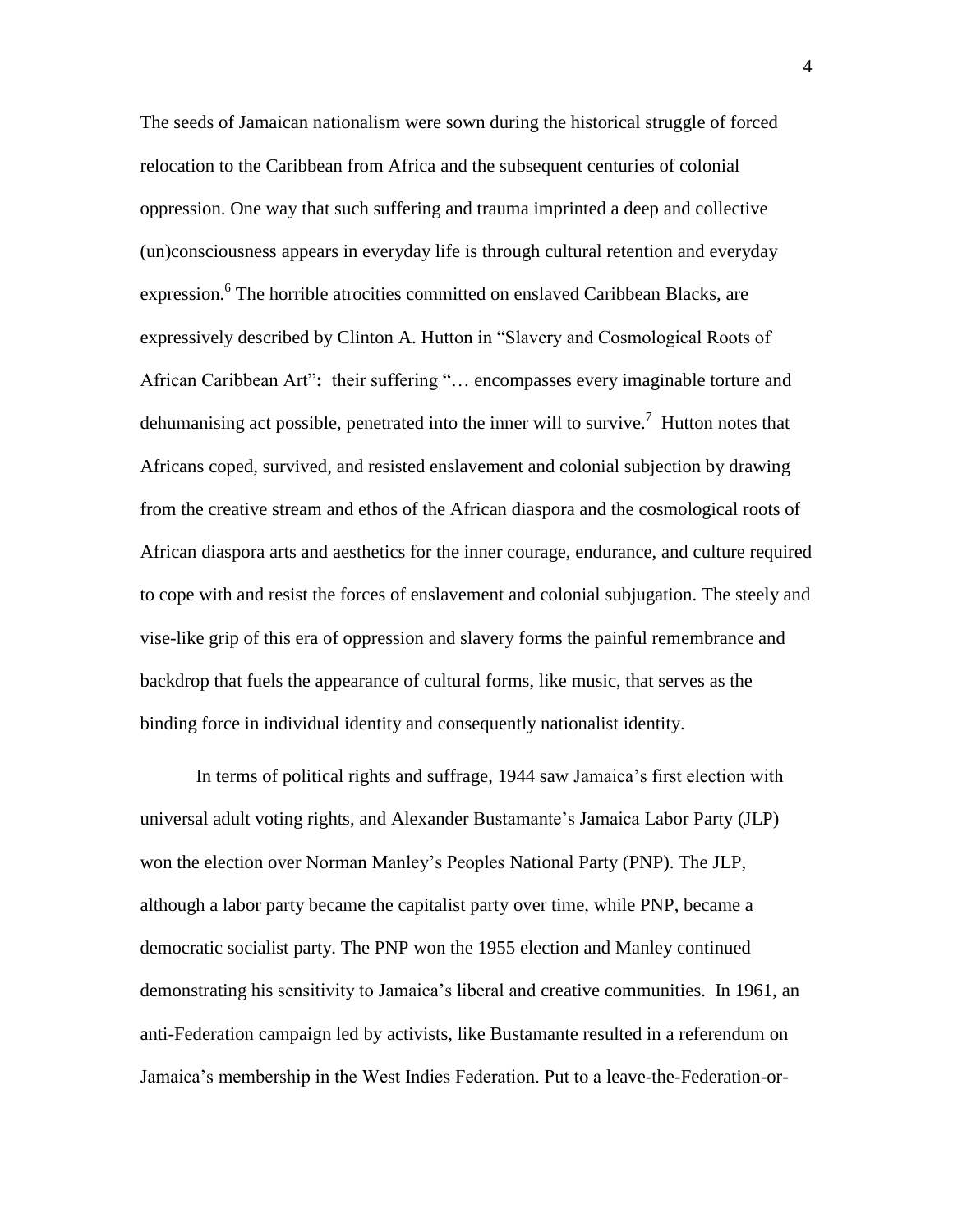The seeds of Jamaican nationalism were sown during the historical struggle of forced relocation to the Caribbean from Africa and the subsequent centuries of colonial oppression. One way that such suffering and trauma imprinted a deep and collective (un)consciousness appears in everyday life is through cultural retention and everyday expression.[6] The horrible atrocities committed on enslaved Caribbean Blacks, are expressively described by Clinton A. Hutton in "Slavery and Cosmological Roots of African Caribbean Art"**:** their suffering "… encompasses every imaginable torture and dehumanising act possible, penetrated into the inner will to survive.[7] Hutton notes that Africans coped, survived, and resisted enslavement and colonial subjection by drawing from the creative stream and ethos of the African diaspora and the cosmological roots of African diaspora arts and aesthetics for the inner courage, endurance, and culture required to cope with and resist the forces of enslavement and colonial subjugation. The steely and vise-like grip of this era of oppression and slavery forms the painful remembrance and backdrop that fuels the appearance of cultural forms, like music, that serves as the binding force in individual identity and consequently nationalist identity.

In terms of political rights and suffrage, 1944 saw Jamaica's first election with universal adult voting rights, and Alexander Bustamante's Jamaica Labor Party (JLP) won the election over Norman Manley's Peoples National Party (PNP). The JLP, although a labor party became the capitalist party over time, while PNP, became a democratic socialist party. The PNP won the 1955 election and Manley continued demonstrating his sensitivity to Jamaica's liberal and creative communities. In 1961, an anti-Federation campaign led by activists, like Bustamante resulted in a referendum on Jamaica's membership in the West Indies Federation. Put to a leave-the-Federation-or-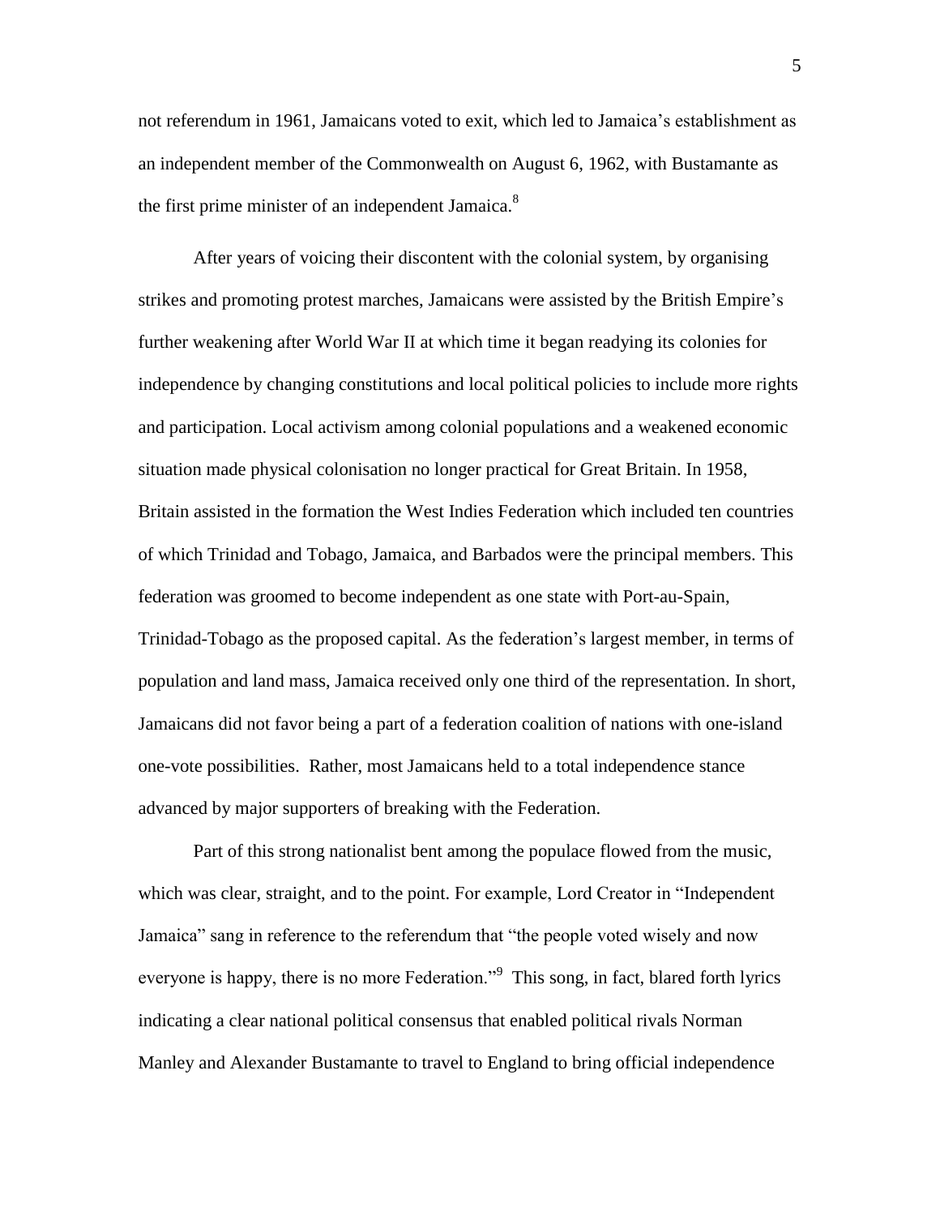not referendum in 1961, Jamaicans voted to exit, which led to Jamaica's establishment as an independent member of the Commonwealth on August 6, 1962, with Bustamante as the first prime minister of an independent Jamaica.[8]

After years of voicing their discontent with the colonial system, by organising strikes and promoting protest marches, Jamaicans were assisted by the British Empire's further weakening after World War II at which time it began readying its colonies for independence by changing constitutions and local political policies to include more rights and participation. Local activism among colonial populations and a weakened economic situation made physical colonisation no longer practical for Great Britain. In 1958, Britain assisted in the formation the West Indies Federation which included ten countries of which Trinidad and Tobago, Jamaica, and Barbados were the principal members. This federation was groomed to become independent as one state with Port-au-Spain, Trinidad-Tobago as the proposed capital. As the federation's largest member, in terms of population and land mass, Jamaica received only one third of the representation. In short, Jamaicans did not favor being a part of a federation coalition of nations with one-island one-vote possibilities. Rather, most Jamaicans held to a total independence stance advanced by major supporters of breaking with the Federation.

Part of this strong nationalist bent among the populace flowed from the music, which was clear, straight, and to the point. For example, Lord Creator in "Independent Jamaica" sang in reference to the referendum that "the people voted wisely and now everyone is happy, there is no more Federation."[9] This song, in fact, blared forth lyrics indicating a clear national political consensus that enabled political rivals Norman Manley and Alexander Bustamante to travel to England to bring official independence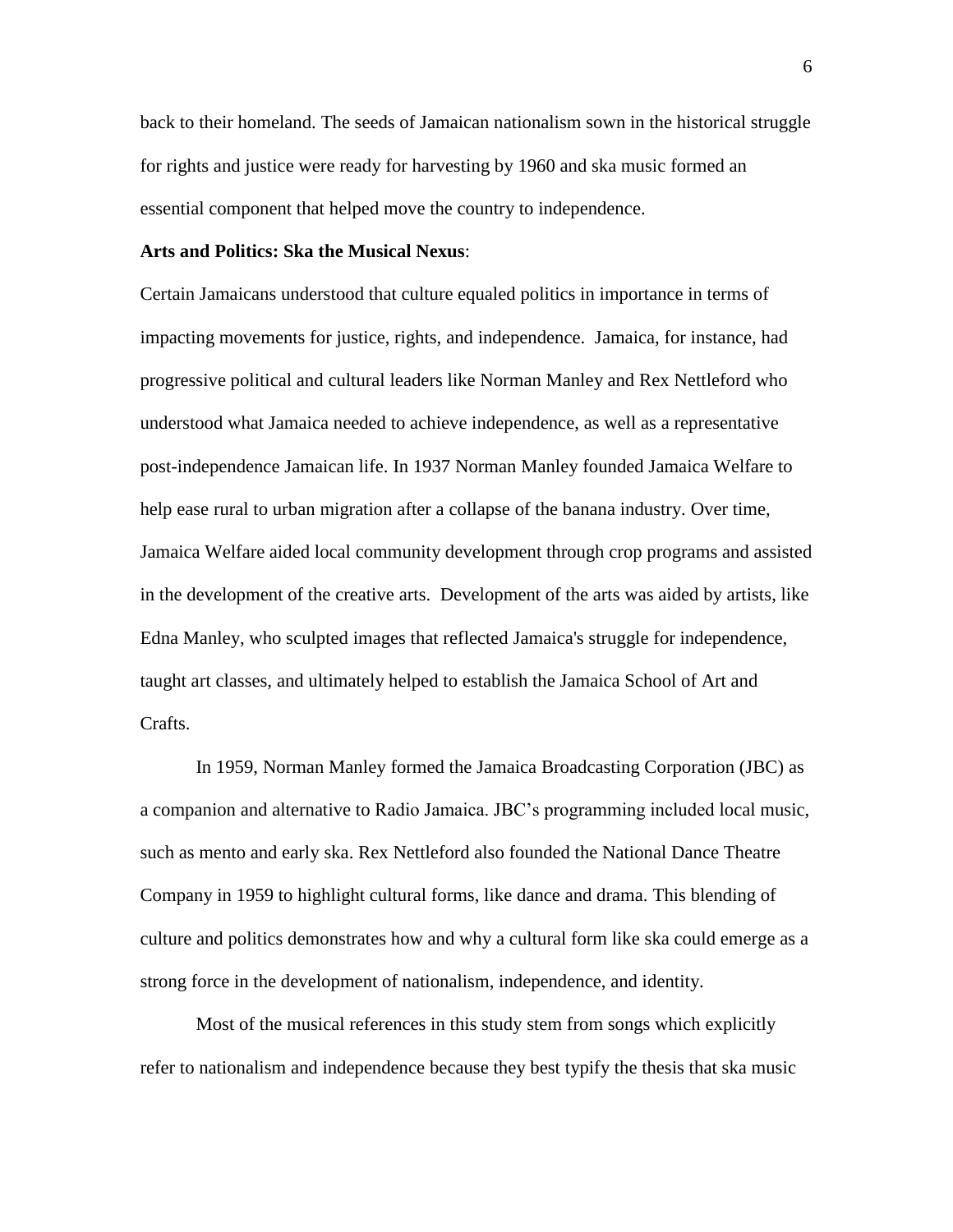back to their homeland. The seeds of Jamaican nationalism sown in the historical struggle for rights and justice were ready for harvesting by 1960 and ska music formed an essential component that helped move the country to independence.

**Arts and Politics: Ska the Musical Nexus**:

Certain Jamaicans understood that culture equaled politics in importance in terms of impacting movements for justice, rights, and independence. Jamaica, for instance, had progressive political and cultural leaders like Norman Manley and Rex Nettleford who understood what Jamaica needed to achieve independence, as well as a representative post-independence Jamaican life. In 1937 Norman Manley founded Jamaica Welfare to help ease rural to urban migration after a collapse of the banana industry. Over time, Jamaica Welfare aided local community development through crop programs and assisted in the development of the creative arts. Development of the arts was aided by artists, like Edna Manley, who sculpted images that reflected Jamaica's struggle for independence, taught art classes, and ultimately helped to establish the Jamaica School of Art and Crafts.

In 1959, Norman Manley formed the Jamaica Broadcasting Corporation (JBC) as a companion and alternative to Radio Jamaica. JBC's programming included local music, such as mento and early ska. Rex Nettleford also founded the National Dance Theatre Company in 1959 to highlight cultural forms, like dance and drama. This blending of culture and politics demonstrates how and why a cultural form like ska could emerge as a strong force in the development of nationalism, independence, and identity.

Most of the musical references in this study stem from songs which explicitly refer to nationalism and independence because they best typify the thesis that ska music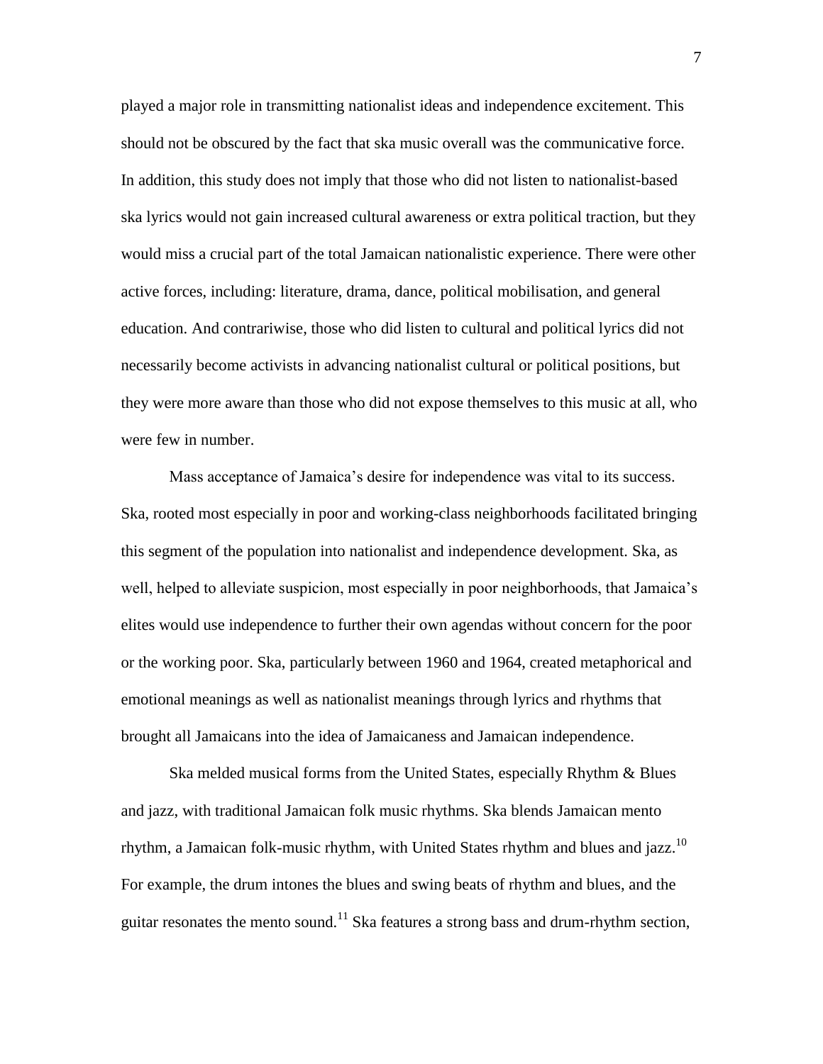played a major role in transmitting nationalist ideas and independence excitement. This should not be obscured by the fact that ska music overall was the communicative force. In addition, this study does not imply that those who did not listen to nationalist-based ska lyrics would not gain increased cultural awareness or extra political traction, but they would miss a crucial part of the total Jamaican nationalistic experience. There were other active forces, including: literature, drama, dance, political mobilisation, and general education. And contrariwise, those who did listen to cultural and political lyrics did not necessarily become activists in advancing nationalist cultural or political positions, but they were more aware than those who did not expose themselves to this music at all, who were few in number.

Mass acceptance of Jamaica's desire for independence was vital to its success. Ska, rooted most especially in poor and working-class neighborhoods facilitated bringing this segment of the population into nationalist and independence development. Ska, as well, helped to alleviate suspicion, most especially in poor neighborhoods, that Jamaica's elites would use independence to further their own agendas without concern for the poor or the working poor. Ska, particularly between 1960 and 1964, created metaphorical and emotional meanings as well as nationalist meanings through lyrics and rhythms that brought all Jamaicans into the idea of Jamaicaness and Jamaican independence.

Ska melded musical forms from the United States, especially Rhythm & Blues and jazz, with traditional Jamaican folk music rhythms. Ska blends Jamaican mento rhythm, a Jamaican folk-music rhythm, with United States rhythm and blues and jazz.[10] For example, the drum intones the blues and swing beats of rhythm and blues, and the guitar resonates the mento sound.[11] Ska features a strong bass and drum-rhythm section,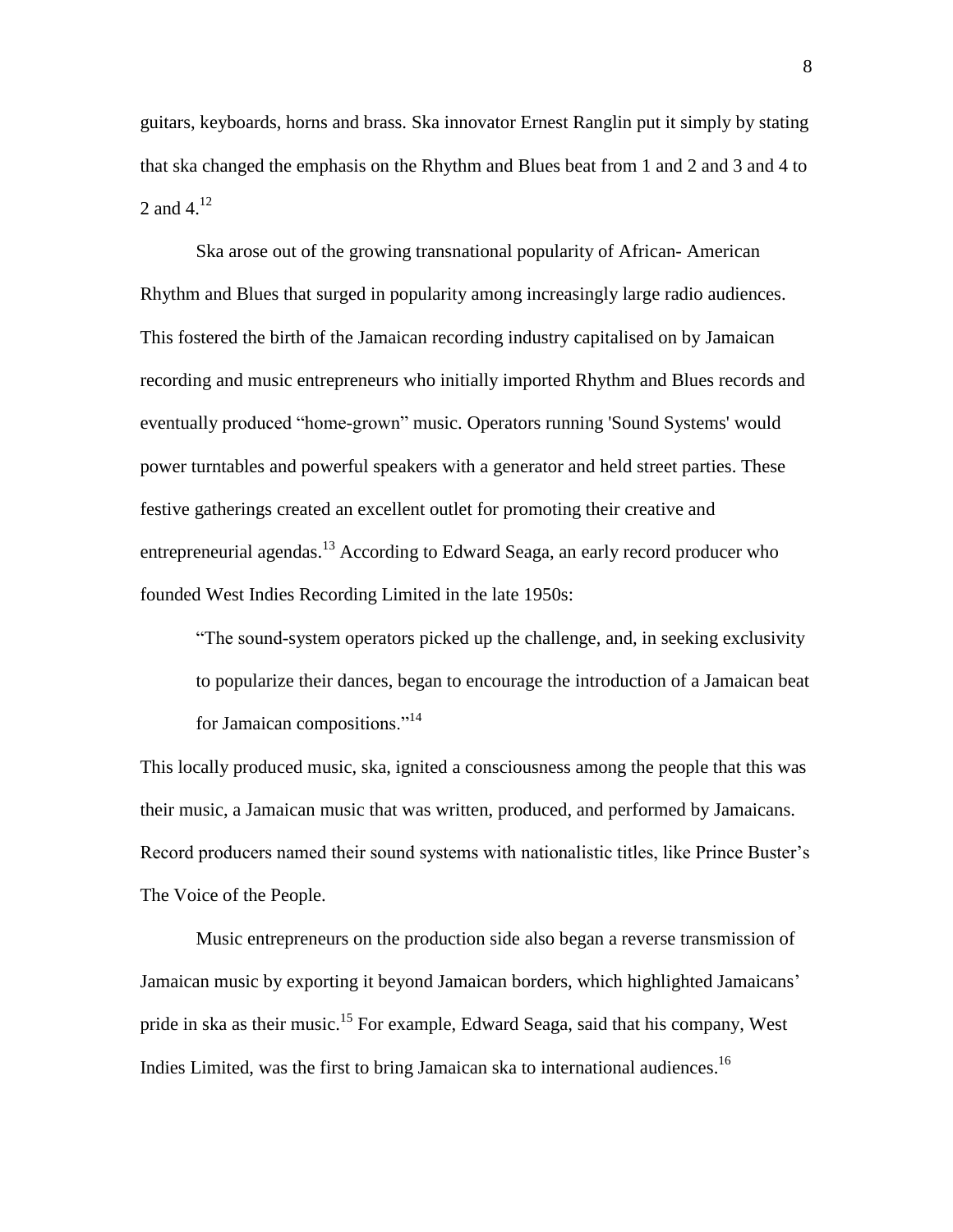guitars, keyboards, horns and brass. Ska innovator Ernest Ranglin put it simply by stating that ska changed the emphasis on the Rhythm and Blues beat from 1 and 2 and 3 and 4 to 2 and 4.[12]

Ska arose out of the growing transnational popularity of African- American Rhythm and Blues that surged in popularity among increasingly large radio audiences. This fostered the birth of the Jamaican recording industry capitalised on by Jamaican recording and music entrepreneurs who initially imported Rhythm and Blues records and eventually produced "home-grown" music. Operators running 'Sound Systems' would power turntables and powerful speakers with a generator and held street parties. These festive gatherings created an excellent outlet for promoting their creative and entrepreneurial agendas.[13] According to Edward Seaga, an early record producer who founded West Indies Recording Limited in the late 1950s:

> "The sound-system operators picked up the challenge, and, in seeking exclusivity to popularize their dances, began to encourage the introduction of a Jamaican beat for Jamaican compositions."[14]

This locally produced music, ska, ignited a consciousness among the people that this was their music, a Jamaican music that was written, produced, and performed by Jamaicans. Record producers named their sound systems with nationalistic titles, like Prince Buster's The Voice of the People.

Music entrepreneurs on the production side also began a reverse transmission of Jamaican music by exporting it beyond Jamaican borders, which highlighted Jamaicans' pride in ska as their music.[15] For example, Edward Seaga, said that his company, West Indies Limited, was the first to bring Jamaican ska to international audiences.[16]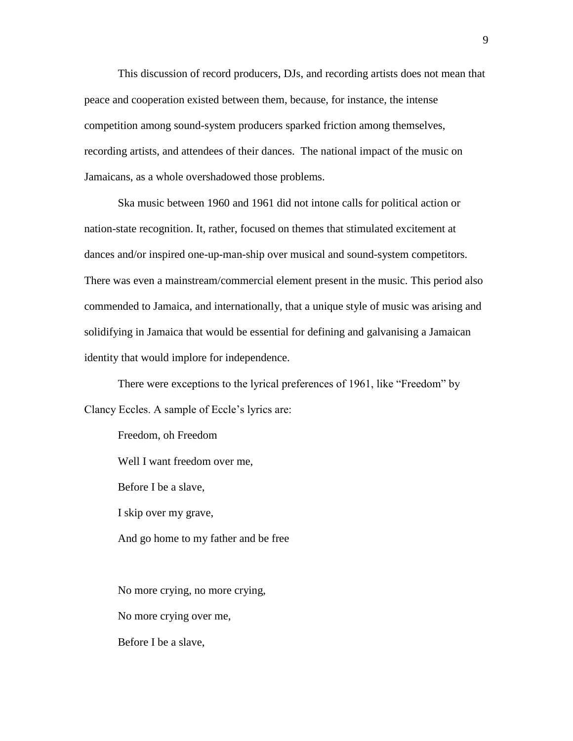This discussion of record producers, DJs, and recording artists does not mean that peace and cooperation existed between them, because, for instance, the intense competition among sound-system producers sparked friction among themselves, recording artists, and attendees of their dances. The national impact of the music on Jamaicans, as a whole overshadowed those problems.

Ska music between 1960 and 1961 did not intone calls for political action or nation-state recognition. It, rather, focused on themes that stimulated excitement at dances and/or inspired one-up-man-ship over musical and sound-system competitors. There was even a mainstream/commercial element present in the music. This period also commended to Jamaica, and internationally, that a unique style of music was arising and solidifying in Jamaica that would be essential for defining and galvanising a Jamaican identity that would implore for independence.

There were exceptions to the lyrical preferences of 1961, like "Freedom" by Clancy Eccles. A sample of Eccle's lyrics are:

> Freedom, oh Freedom
>
> Well I want freedom over me,
>
> Before I be a slave,
>
> I skip over my grave,
>
> And go home to my father and be free
>
> No more crying, no more crying,
>
> No more crying over me,
>
> Before I be a slave,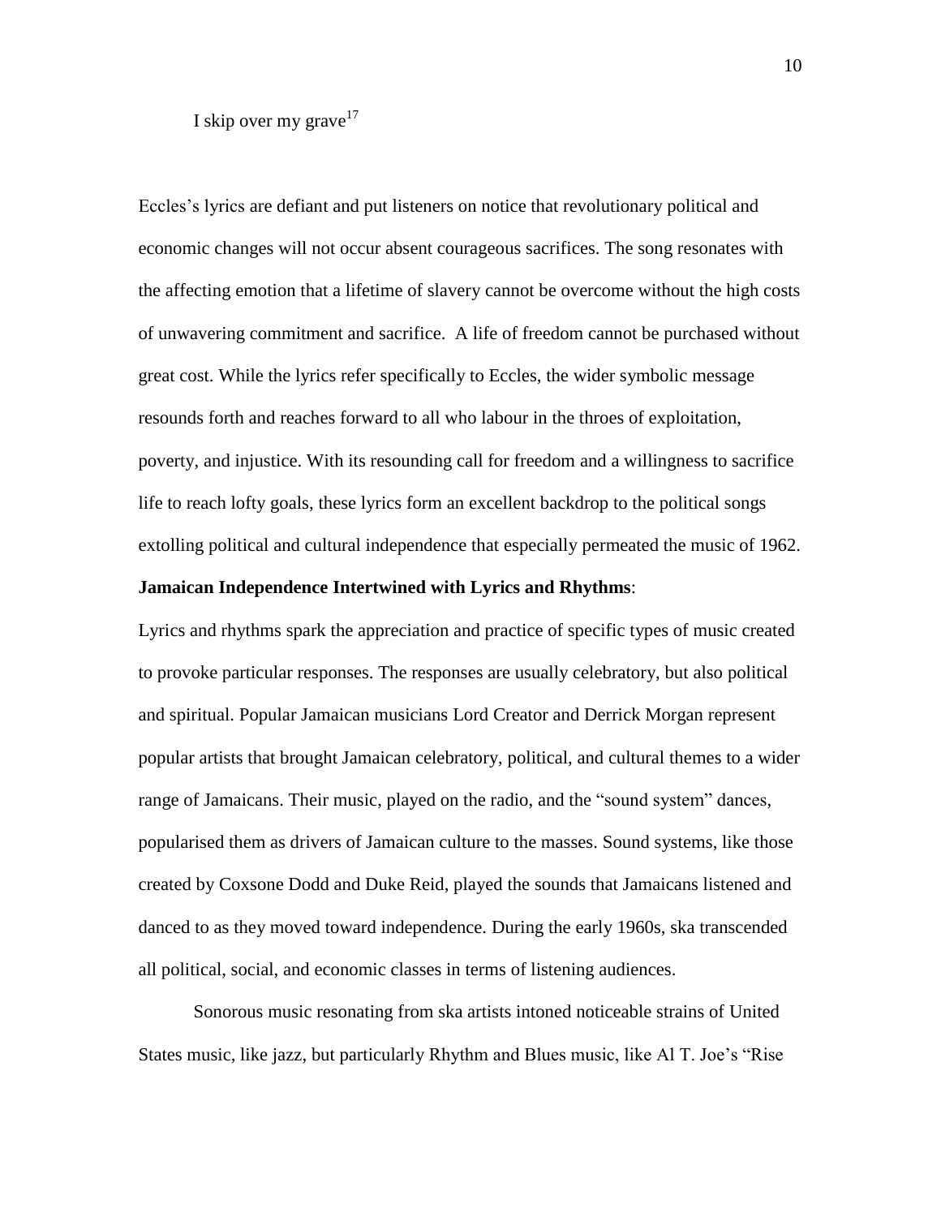I skip over my grave[17]

Eccles's lyrics are defiant and put listeners on notice that revolutionary political and economic changes will not occur absent courageous sacrifices. The song resonates with the affecting emotion that a lifetime of slavery cannot be overcome without the high costs of unwavering commitment and sacrifice. A life of freedom cannot be purchased without great cost. While the lyrics refer specifically to Eccles, the wider symbolic message resounds forth and reaches forward to all who labour in the throes of exploitation, poverty, and injustice. With its resounding call for freedom and a willingness to sacrifice life to reach lofty goals, these lyrics form an excellent backdrop to the political songs extolling political and cultural independence that especially permeated the music of 1962.

**Jamaican Independence Intertwined with Lyrics and Rhythms**:

Lyrics and rhythms spark the appreciation and practice of specific types of music created to provoke particular responses. The responses are usually celebratory, but also political and spiritual. Popular Jamaican musicians Lord Creator and Derrick Morgan represent popular artists that brought Jamaican celebratory, political, and cultural themes to a wider range of Jamaicans. Their music, played on the radio, and the "sound system" dances, popularised them as drivers of Jamaican culture to the masses. Sound systems, like those created by Coxsone Dodd and Duke Reid, played the sounds that Jamaicans listened and danced to as they moved toward independence. During the early 1960s, ska transcended all political, social, and economic classes in terms of listening audiences.

Sonorous music resonating from ska artists intoned noticeable strains of United States music, like jazz, but particularly Rhythm and Blues music, like Al T. Joe's "Rise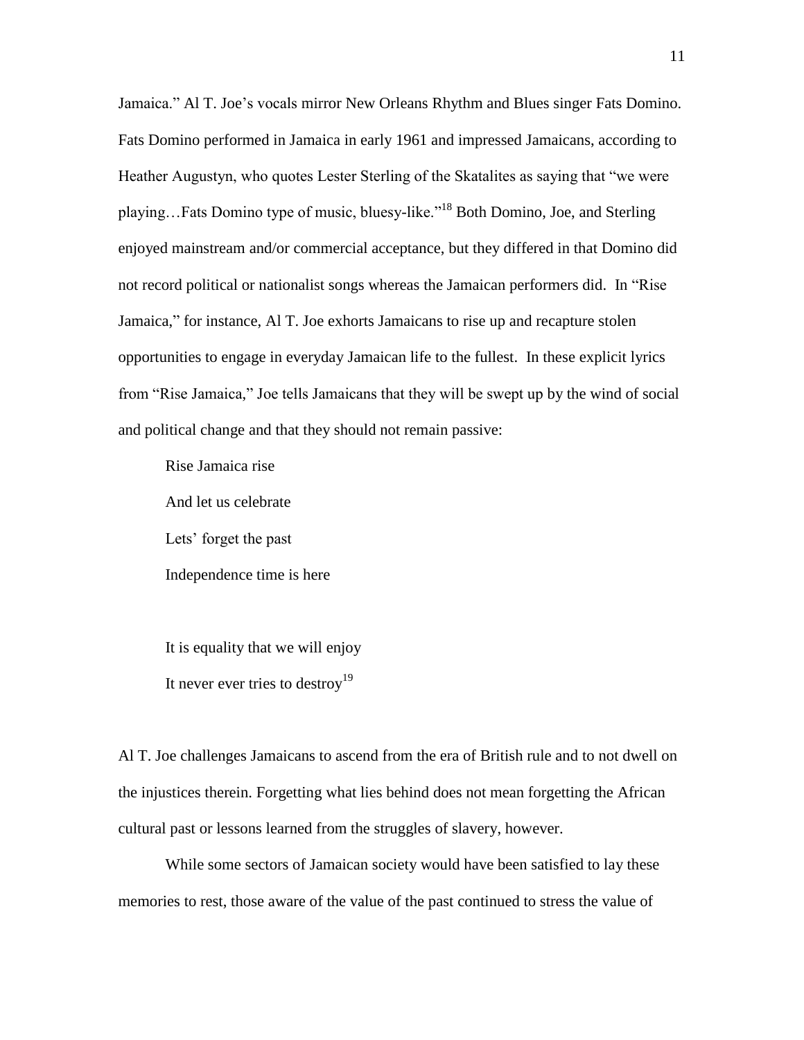Jamaica." Al T. Joe's vocals mirror New Orleans Rhythm and Blues singer Fats Domino. Fats Domino performed in Jamaica in early 1961 and impressed Jamaicans, according to Heather Augustyn, who quotes Lester Sterling of the Skatalites as saying that "we were playing…Fats Domino type of music, bluesy-like."[18] Both Domino, Joe, and Sterling enjoyed mainstream and/or commercial acceptance, but they differed in that Domino did not record political or nationalist songs whereas the Jamaican performers did. In "Rise Jamaica," for instance, Al T. Joe exhorts Jamaicans to rise up and recapture stolen opportunities to engage in everyday Jamaican life to the fullest. In these explicit lyrics from "Rise Jamaica," Joe tells Jamaicans that they will be swept up by the wind of social and political change and that they should not remain passive:

> Rise Jamaica rise
>
> And let us celebrate
>
> Lets' forget the past
>
> Independence time is here
>
> It is equality that we will enjoy
>
> It never ever tries to destroy[19]

Al T. Joe challenges Jamaicans to ascend from the era of British rule and to not dwell on the injustices therein. Forgetting what lies behind does not mean forgetting the African cultural past or lessons learned from the struggles of slavery, however.

While some sectors of Jamaican society would have been satisfied to lay these memories to rest, those aware of the value of the past continued to stress the value of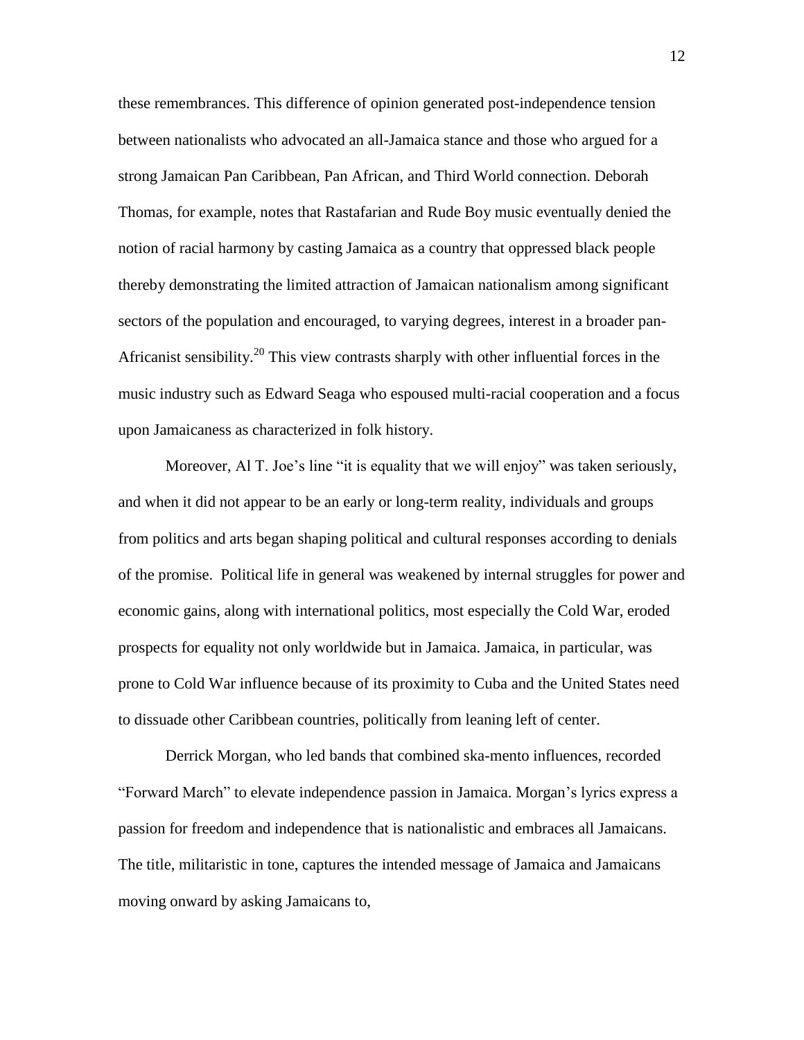these remembrances. This difference of opinion generated post-independence tension between nationalists who advocated an all-Jamaica stance and those who argued for a strong Jamaican Pan Caribbean, Pan African, and Third World connection. Deborah Thomas, for example, notes that Rastafarian and Rude Boy music eventually denied the notion of racial harmony by casting Jamaica as a country that oppressed black people thereby demonstrating the limited attraction of Jamaican nationalism among significant sectors of the population and encouraged, to varying degrees, interest in a broader pan-Africanist sensibility.[20] This view contrasts sharply with other influential forces in the music industry such as Edward Seaga who espoused multi-racial cooperation and a focus upon Jamaicaness as characterized in folk history.

Moreover, Al T. Joe's line "it is equality that we will enjoy" was taken seriously, and when it did not appear to be an early or long-term reality, individuals and groups from politics and arts began shaping political and cultural responses according to denials of the promise. Political life in general was weakened by internal struggles for power and economic gains, along with international politics, most especially the Cold War, eroded prospects for equality not only worldwide but in Jamaica. Jamaica, in particular, was prone to Cold War influence because of its proximity to Cuba and the United States need to dissuade other Caribbean countries, politically from leaning left of center.

Derrick Morgan, who led bands that combined ska-mento influences, recorded "Forward March" to elevate independence passion in Jamaica. Morgan's lyrics express a passion for freedom and independence that is nationalistic and embraces all Jamaicans. The title, militaristic in tone, captures the intended message of Jamaica and Jamaicans moving onward by asking Jamaicans to,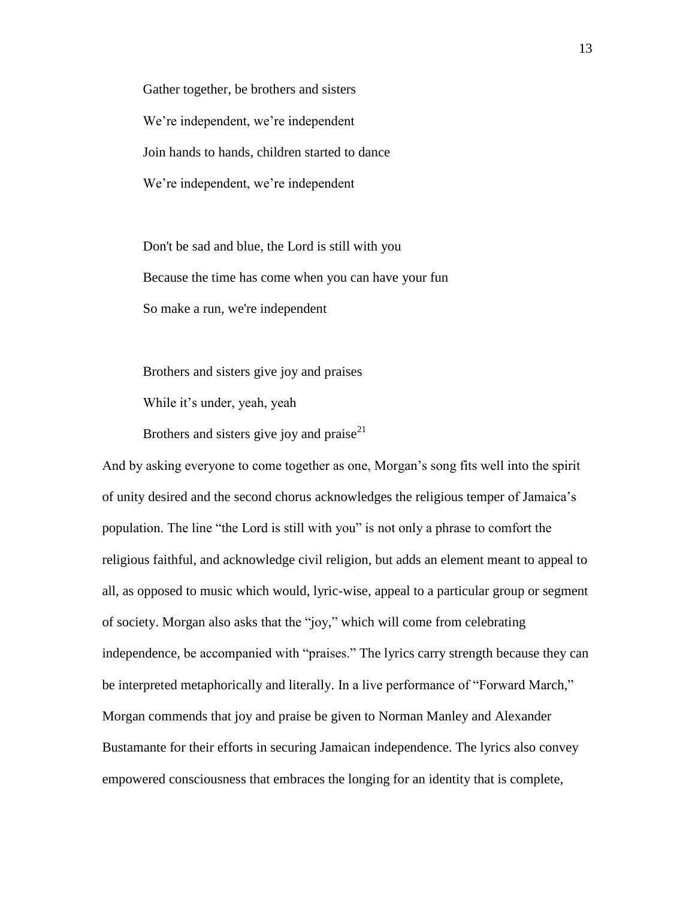Gather together, be brothers and sisters  
We're independent, we're independent  
Join hands to hands, children started to dance  
We're independent, we're independent

Don't be sad and blue, the Lord is still with you  
Because the time has come when you can have your fun  
So make a run, we're independent

Brothers and sisters give joy and praises  
While it's under, yeah, yeah  
Brothers and sisters give joy and praise[21]

And by asking everyone to come together as one, Morgan's song fits well into the spirit of unity desired and the second chorus acknowledges the religious temper of Jamaica's population. The line "the Lord is still with you" is not only a phrase to comfort the religious faithful, and acknowledge civil religion, but adds an element meant to appeal to all, as opposed to music which would, lyric-wise, appeal to a particular group or segment of society. Morgan also asks that the "joy," which will come from celebrating independence, be accompanied with "praises." The lyrics carry strength because they can be interpreted metaphorically and literally. In a live performance of "Forward March," Morgan commends that joy and praise be given to Norman Manley and Alexander Bustamante for their efforts in securing Jamaican independence. The lyrics also convey empowered consciousness that embraces the longing for an identity that is complete,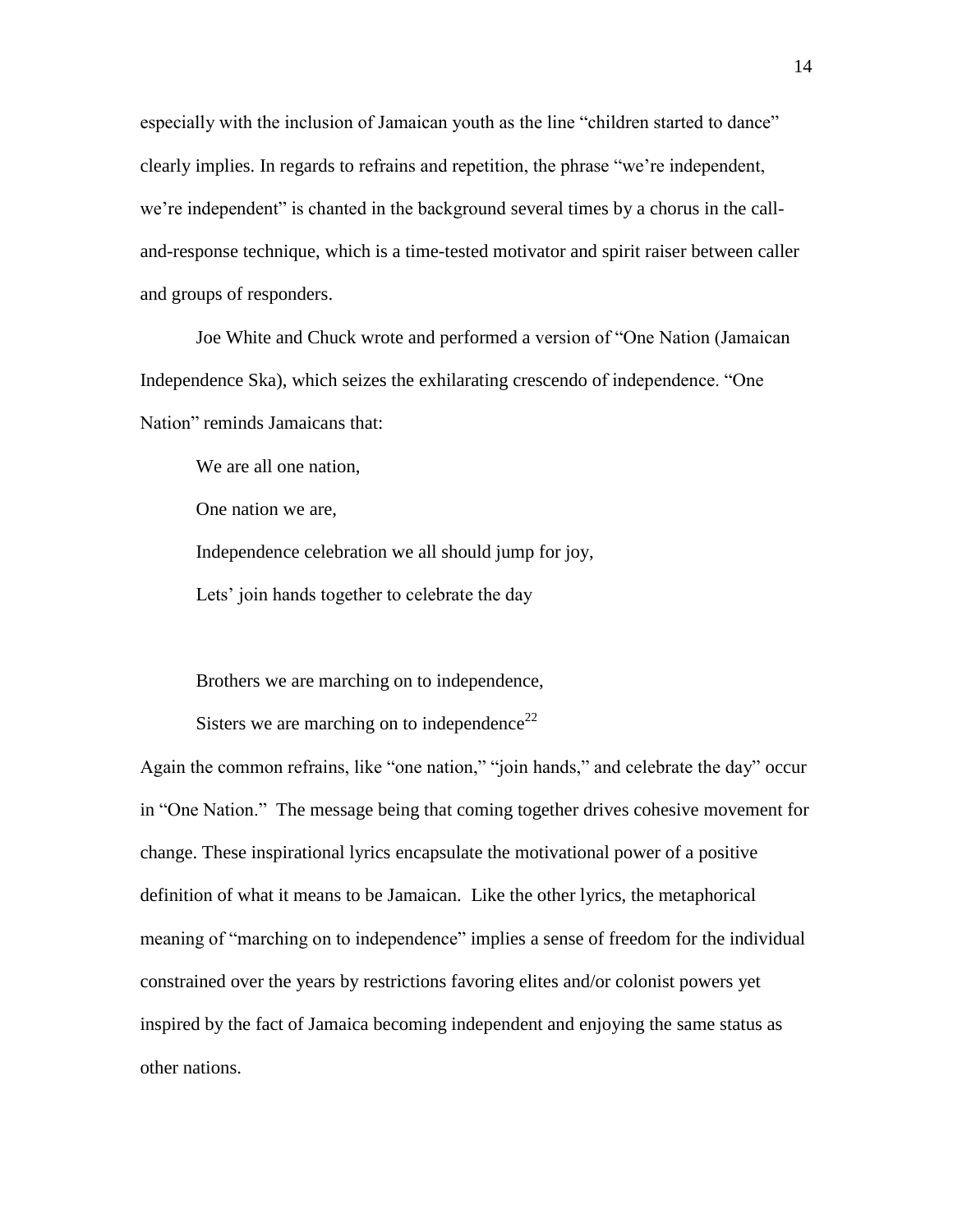especially with the inclusion of Jamaican youth as the line "children started to dance" clearly implies. In regards to refrains and repetition, the phrase "we're independent, we're independent" is chanted in the background several times by a chorus in the call-and-response technique, which is a time-tested motivator and spirit raiser between caller and groups of responders.

Joe White and Chuck wrote and performed a version of "One Nation (Jamaican Independence Ska), which seizes the exhilarating crescendo of independence. "One Nation" reminds Jamaicans that:

> We are all one nation,
>
> One nation we are,
>
> Independence celebration we all should jump for joy,
>
> Lets' join hands together to celebrate the day
>
> Brothers we are marching on to independence,
>
> Sisters we are marching on to independence[22]

Again the common refrains, like "one nation," "join hands," and celebrate the day" occur in "One Nation." The message being that coming together drives cohesive movement for change. These inspirational lyrics encapsulate the motivational power of a positive definition of what it means to be Jamaican. Like the other lyrics, the metaphorical meaning of "marching on to independence" implies a sense of freedom for the individual constrained over the years by restrictions favoring elites and/or colonist powers yet inspired by the fact of Jamaica becoming independent and enjoying the same status as other nations.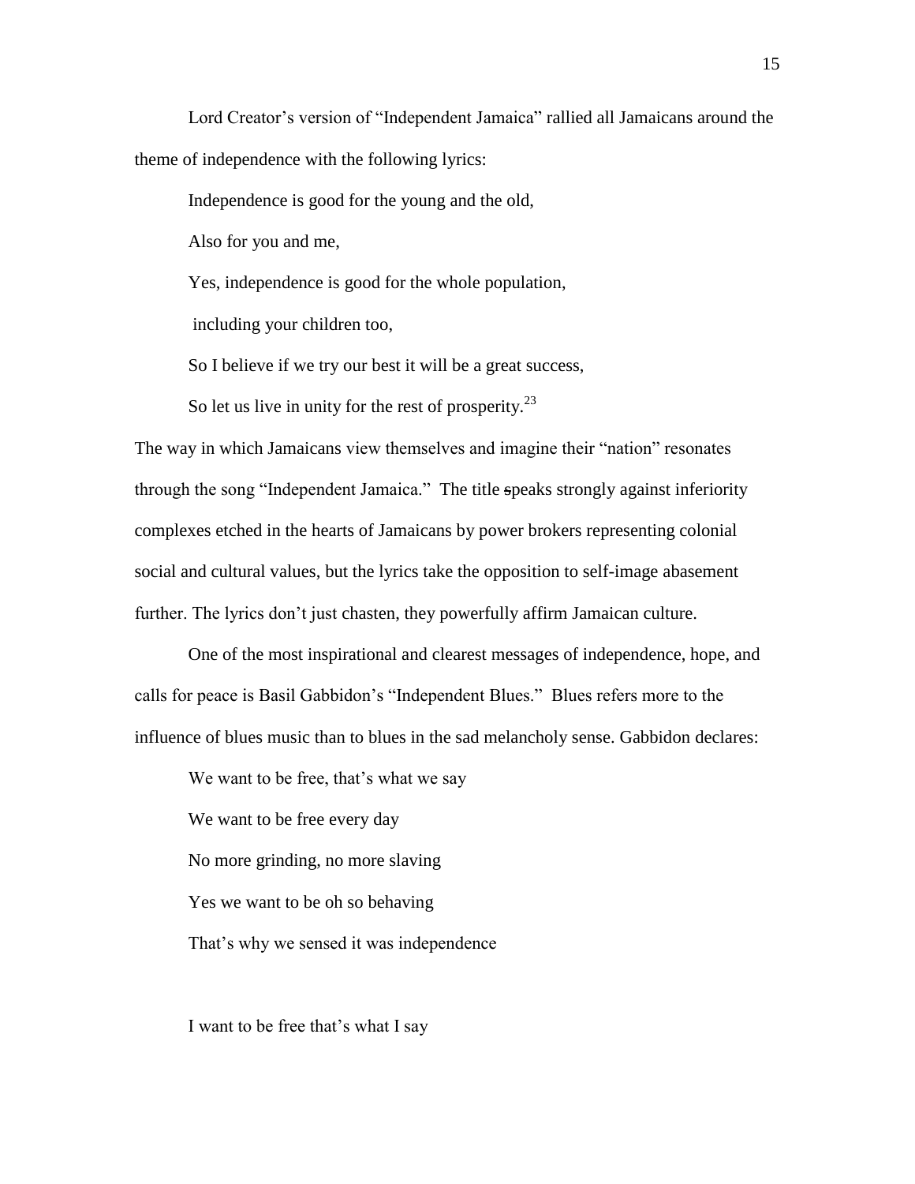Lord Creator's version of "Independent Jamaica" rallied all Jamaicans around the theme of independence with the following lyrics:

> Independence is good for the young and the old,
>
> Also for you and me,
>
> Yes, independence is good for the whole population,
>
> including your children too,
>
> So I believe if we try our best it will be a great success,
>
> So let us live in unity for the rest of prosperity.[23]

The way in which Jamaicans view themselves and imagine their "nation" resonates through the song "Independent Jamaica." The title speaks strongly against inferiority complexes etched in the hearts of Jamaicans by power brokers representing colonial social and cultural values, but the lyrics take the opposition to self-image abasement further. The lyrics don't just chasten, they powerfully affirm Jamaican culture.

One of the most inspirational and clearest messages of independence, hope, and calls for peace is Basil Gabbidon's "Independent Blues." Blues refers more to the influence of blues music than to blues in the sad melancholy sense. Gabbidon declares:

> We want to be free, that's what we say
>
> We want to be free every day
>
> No more grinding, no more slaving
>
> Yes we want to be oh so behaving
>
> That's why we sensed it was independence
>
> I want to be free that's what I say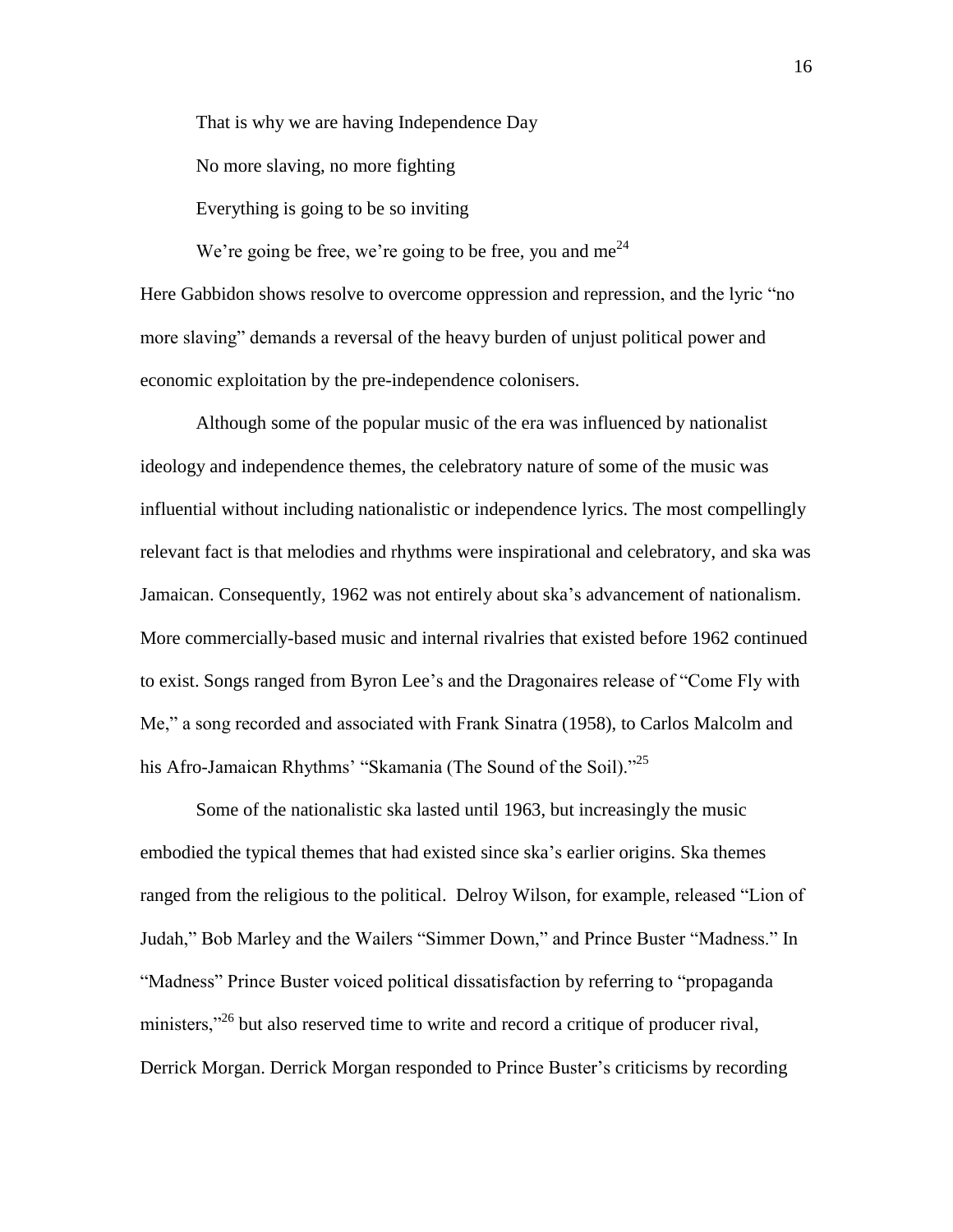> That is why we are having Independence Day
>
> No more slaving, no more fighting
>
> Everything is going to be so inviting
>
> We're going be free, we're going to be free, you and me[24]

Here Gabbidon shows resolve to overcome oppression and repression, and the lyric "no more slaving" demands a reversal of the heavy burden of unjust political power and economic exploitation by the pre-independence colonisers.

Although some of the popular music of the era was influenced by nationalist ideology and independence themes, the celebratory nature of some of the music was influential without including nationalistic or independence lyrics. The most compellingly relevant fact is that melodies and rhythms were inspirational and celebratory, and ska was Jamaican. Consequently, 1962 was not entirely about ska's advancement of nationalism. More commercially-based music and internal rivalries that existed before 1962 continued to exist. Songs ranged from Byron Lee's and the Dragonaires release of "Come Fly with Me," a song recorded and associated with Frank Sinatra (1958), to Carlos Malcolm and his Afro-Jamaican Rhythms' "Skamania (The Sound of the Soil)."[25]

Some of the nationalistic ska lasted until 1963, but increasingly the music embodied the typical themes that had existed since ska's earlier origins. Ska themes ranged from the religious to the political. Delroy Wilson, for example, released "Lion of Judah," Bob Marley and the Wailers "Simmer Down," and Prince Buster "Madness." In "Madness" Prince Buster voiced political dissatisfaction by referring to "propaganda ministers,"[26] but also reserved time to write and record a critique of producer rival, Derrick Morgan. Derrick Morgan responded to Prince Buster's criticisms by recording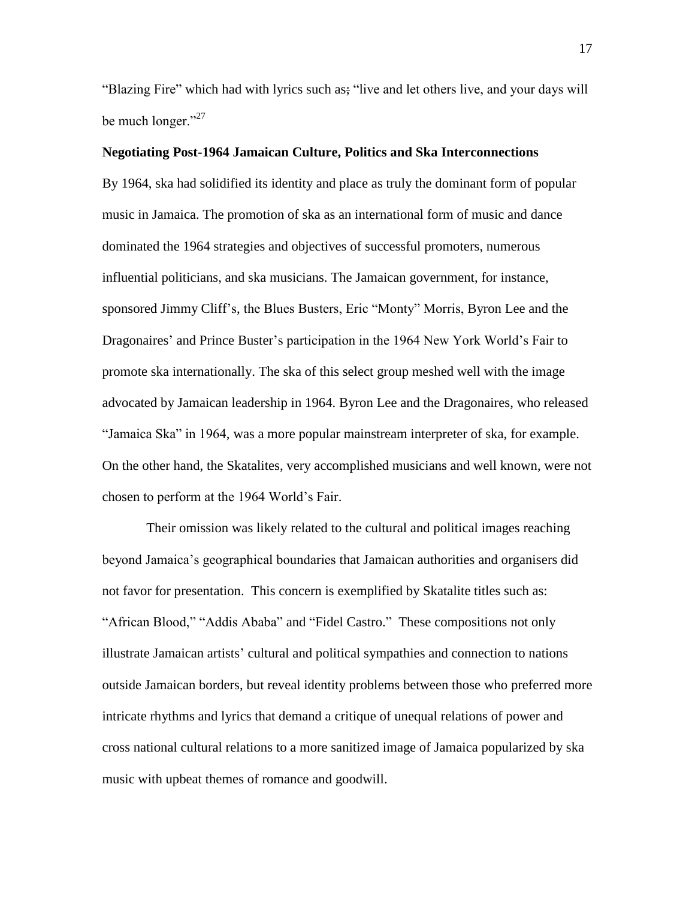"Blazing Fire" which had with lyrics such as; "live and let others live, and your days will be much longer."[27]

**Negotiating Post-1964 Jamaican Culture, Politics and Ska Interconnections**

By 1964, ska had solidified its identity and place as truly the dominant form of popular music in Jamaica. The promotion of ska as an international form of music and dance dominated the 1964 strategies and objectives of successful promoters, numerous influential politicians, and ska musicians. The Jamaican government, for instance, sponsored Jimmy Cliff's, the Blues Busters, Eric "Monty" Morris, Byron Lee and the Dragonaires' and Prince Buster's participation in the 1964 New York World's Fair to promote ska internationally. The ska of this select group meshed well with the image advocated by Jamaican leadership in 1964. Byron Lee and the Dragonaires, who released "Jamaica Ska" in 1964, was a more popular mainstream interpreter of ska, for example. On the other hand, the Skatalites, very accomplished musicians and well known, were not chosen to perform at the 1964 World's Fair.

Their omission was likely related to the cultural and political images reaching beyond Jamaica's geographical boundaries that Jamaican authorities and organisers did not favor for presentation. This concern is exemplified by Skatalite titles such as: "African Blood," "Addis Ababa" and "Fidel Castro." These compositions not only illustrate Jamaican artists' cultural and political sympathies and connection to nations outside Jamaican borders, but reveal identity problems between those who preferred more intricate rhythms and lyrics that demand a critique of unequal relations of power and cross national cultural relations to a more sanitized image of Jamaica popularized by ska music with upbeat themes of romance and goodwill.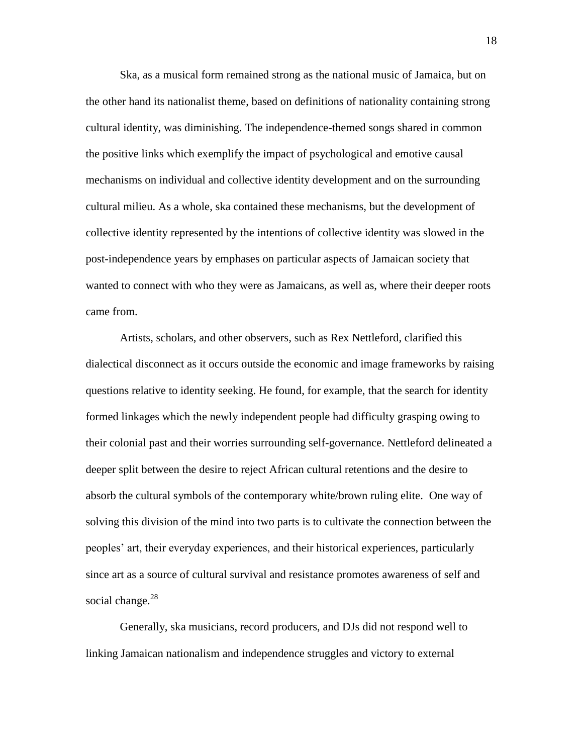Ska, as a musical form remained strong as the national music of Jamaica, but on the other hand its nationalist theme, based on definitions of nationality containing strong cultural identity, was diminishing. The independence-themed songs shared in common the positive links which exemplify the impact of psychological and emotive causal mechanisms on individual and collective identity development and on the surrounding cultural milieu. As a whole, ska contained these mechanisms, but the development of collective identity represented by the intentions of collective identity was slowed in the post-independence years by emphases on particular aspects of Jamaican society that wanted to connect with who they were as Jamaicans, as well as, where their deeper roots came from.

Artists, scholars, and other observers, such as Rex Nettleford, clarified this dialectical disconnect as it occurs outside the economic and image frameworks by raising questions relative to identity seeking. He found, for example, that the search for identity formed linkages which the newly independent people had difficulty grasping owing to their colonial past and their worries surrounding self-governance. Nettleford delineated a deeper split between the desire to reject African cultural retentions and the desire to absorb the cultural symbols of the contemporary white/brown ruling elite. One way of solving this division of the mind into two parts is to cultivate the connection between the peoples' art, their everyday experiences, and their historical experiences, particularly since art as a source of cultural survival and resistance promotes awareness of self and social change.[28]

Generally, ska musicians, record producers, and DJs did not respond well to linking Jamaican nationalism and independence struggles and victory to external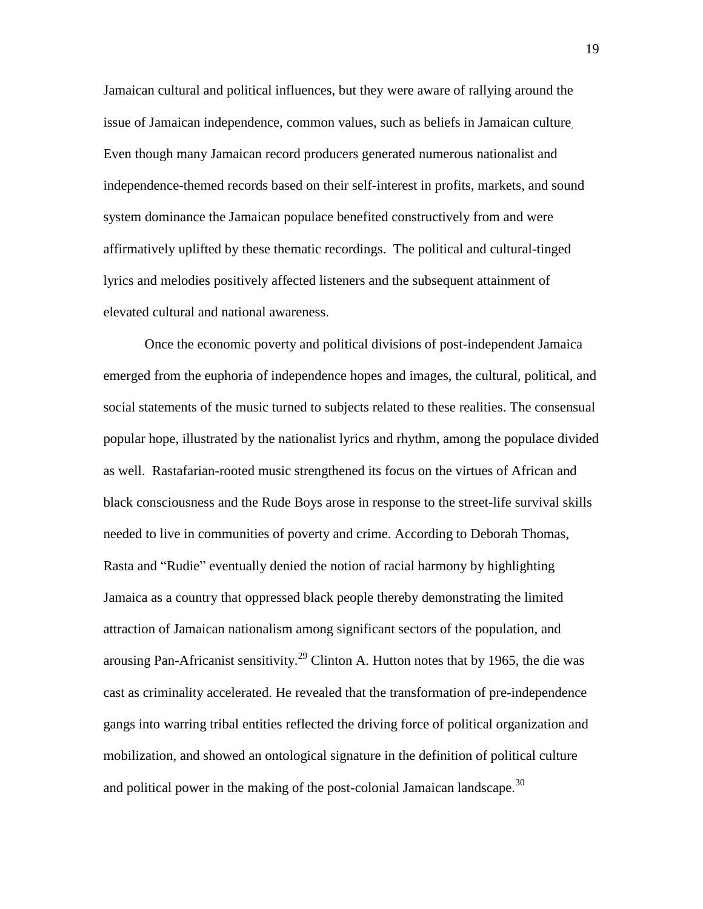Jamaican cultural and political influences, but they were aware of rallying around the issue of Jamaican independence, common values, such as beliefs in Jamaican culture. Even though many Jamaican record producers generated numerous nationalist and independence-themed records based on their self-interest in profits, markets, and sound system dominance the Jamaican populace benefited constructively from and were affirmatively uplifted by these thematic recordings. The political and cultural-tinged lyrics and melodies positively affected listeners and the subsequent attainment of elevated cultural and national awareness.

Once the economic poverty and political divisions of post-independent Jamaica emerged from the euphoria of independence hopes and images, the cultural, political, and social statements of the music turned to subjects related to these realities. The consensual popular hope, illustrated by the nationalist lyrics and rhythm, among the populace divided as well. Rastafarian-rooted music strengthened its focus on the virtues of African and black consciousness and the Rude Boys arose in response to the street-life survival skills needed to live in communities of poverty and crime. According to Deborah Thomas, Rasta and "Rudie" eventually denied the notion of racial harmony by highlighting Jamaica as a country that oppressed black people thereby demonstrating the limited attraction of Jamaican nationalism among significant sectors of the population, and arousing Pan-Africanist sensitivity.[29] Clinton A. Hutton notes that by 1965, the die was cast as criminality accelerated. He revealed that the transformation of pre-independence gangs into warring tribal entities reflected the driving force of political organization and mobilization, and showed an ontological signature in the definition of political culture and political power in the making of the post-colonial Jamaican landscape.[30]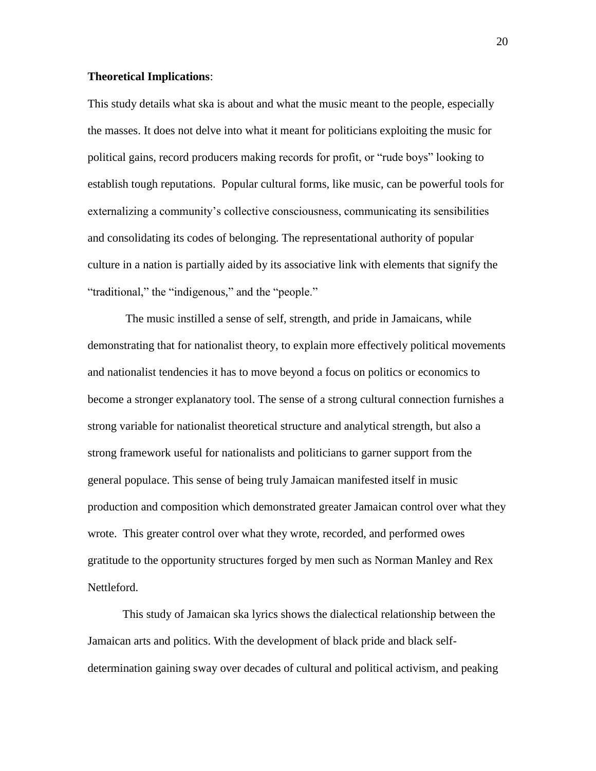**Theoretical Implications**:

This study details what ska is about and what the music meant to the people, especially the masses. It does not delve into what it meant for politicians exploiting the music for political gains, record producers making records for profit, or "rude boys" looking to establish tough reputations. Popular cultural forms, like music, can be powerful tools for externalizing a community's collective consciousness, communicating its sensibilities and consolidating its codes of belonging. The representational authority of popular culture in a nation is partially aided by its associative link with elements that signify the "traditional," the "indigenous," and the "people."

The music instilled a sense of self, strength, and pride in Jamaicans, while demonstrating that for nationalist theory, to explain more effectively political movements and nationalist tendencies it has to move beyond a focus on politics or economics to become a stronger explanatory tool. The sense of a strong cultural connection furnishes a strong variable for nationalist theoretical structure and analytical strength, but also a strong framework useful for nationalists and politicians to garner support from the general populace. This sense of being truly Jamaican manifested itself in music production and composition which demonstrated greater Jamaican control over what they wrote. This greater control over what they wrote, recorded, and performed owes gratitude to the opportunity structures forged by men such as Norman Manley and Rex Nettleford.

This study of Jamaican ska lyrics shows the dialectical relationship between the Jamaican arts and politics. With the development of black pride and black self-determination gaining sway over decades of cultural and political activism, and peaking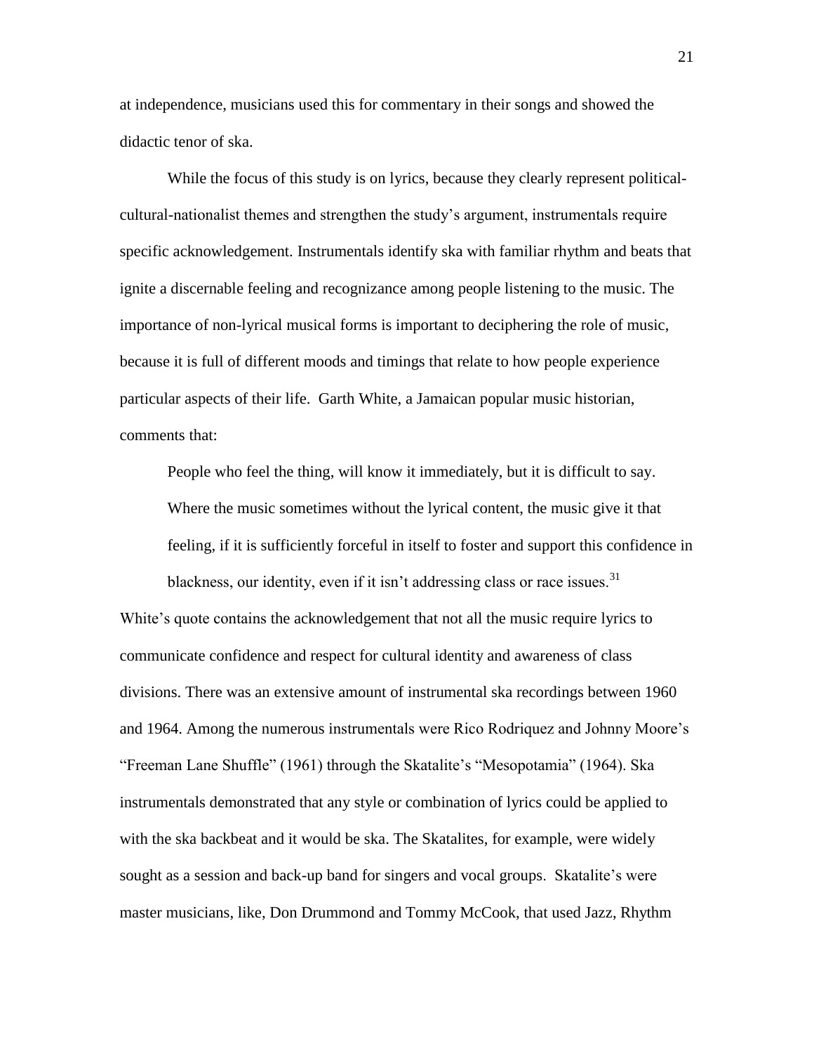at independence, musicians used this for commentary in their songs and showed the didactic tenor of ska.

While the focus of this study is on lyrics, because they clearly represent political-cultural-nationalist themes and strengthen the study's argument, instrumentals require specific acknowledgement. Instrumentals identify ska with familiar rhythm and beats that ignite a discernable feeling and recognizance among people listening to the music. The importance of non-lyrical musical forms is important to deciphering the role of music, because it is full of different moods and timings that relate to how people experience particular aspects of their life. Garth White, a Jamaican popular music historian, comments that:

> People who feel the thing, will know it immediately, but it is difficult to say. Where the music sometimes without the lyrical content, the music give it that feeling, if it is sufficiently forceful in itself to foster and support this confidence in blackness, our identity, even if it isn't addressing class or race issues.[31]

White's quote contains the acknowledgement that not all the music require lyrics to communicate confidence and respect for cultural identity and awareness of class divisions. There was an extensive amount of instrumental ska recordings between 1960 and 1964. Among the numerous instrumentals were Rico Rodriquez and Johnny Moore's "Freeman Lane Shuffle" (1961) through the Skatalite's "Mesopotamia" (1964). Ska instrumentals demonstrated that any style or combination of lyrics could be applied to with the ska backbeat and it would be ska. The Skatalites, for example, were widely sought as a session and back-up band for singers and vocal groups. Skatalite's were master musicians, like, Don Drummond and Tommy McCook, that used Jazz, Rhythm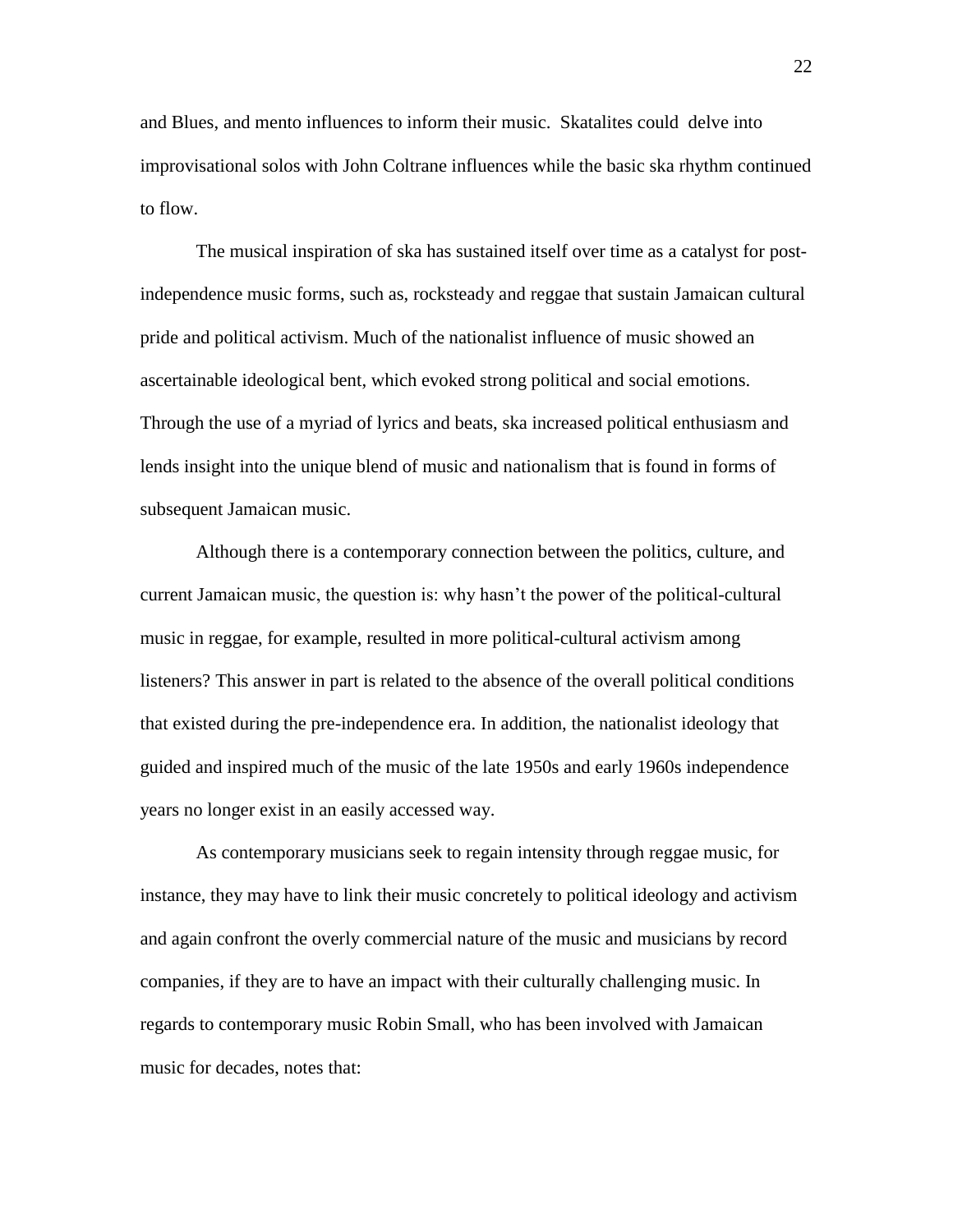and Blues, and mento influences to inform their music. Skatalites could delve into improvisational solos with John Coltrane influences while the basic ska rhythm continued to flow.

The musical inspiration of ska has sustained itself over time as a catalyst for post-independence music forms, such as, rocksteady and reggae that sustain Jamaican cultural pride and political activism. Much of the nationalist influence of music showed an ascertainable ideological bent, which evoked strong political and social emotions. Through the use of a myriad of lyrics and beats, ska increased political enthusiasm and lends insight into the unique blend of music and nationalism that is found in forms of subsequent Jamaican music.

Although there is a contemporary connection between the politics, culture, and current Jamaican music, the question is: why hasn't the power of the political-cultural music in reggae, for example, resulted in more political-cultural activism among listeners? This answer in part is related to the absence of the overall political conditions that existed during the pre-independence era. In addition, the nationalist ideology that guided and inspired much of the music of the late 1950s and early 1960s independence years no longer exist in an easily accessed way.

As contemporary musicians seek to regain intensity through reggae music, for instance, they may have to link their music concretely to political ideology and activism and again confront the overly commercial nature of the music and musicians by record companies, if they are to have an impact with their culturally challenging music. In regards to contemporary music Robin Small, who has been involved with Jamaican music for decades, notes that: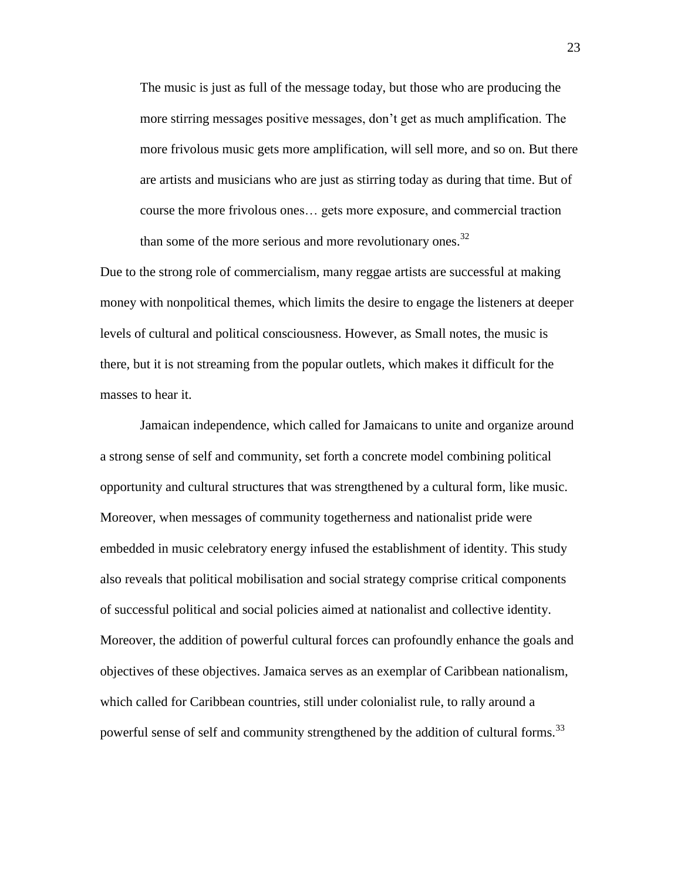> The music is just as full of the message today, but those who are producing the more stirring messages positive messages, don't get as much amplification. The more frivolous music gets more amplification, will sell more, and so on. But there are artists and musicians who are just as stirring today as during that time. But of course the more frivolous ones… gets more exposure, and commercial traction than some of the more serious and more revolutionary ones.[32]

Due to the strong role of commercialism, many reggae artists are successful at making money with nonpolitical themes, which limits the desire to engage the listeners at deeper levels of cultural and political consciousness. However, as Small notes, the music is there, but it is not streaming from the popular outlets, which makes it difficult for the masses to hear it.

Jamaican independence, which called for Jamaicans to unite and organize around a strong sense of self and community, set forth a concrete model combining political opportunity and cultural structures that was strengthened by a cultural form, like music. Moreover, when messages of community togetherness and nationalist pride were embedded in music celebratory energy infused the establishment of identity. This study also reveals that political mobilisation and social strategy comprise critical components of successful political and social policies aimed at nationalist and collective identity. Moreover, the addition of powerful cultural forces can profoundly enhance the goals and objectives of these objectives. Jamaica serves as an exemplar of Caribbean nationalism, which called for Caribbean countries, still under colonialist rule, to rally around a powerful sense of self and community strengthened by the addition of cultural forms.[33]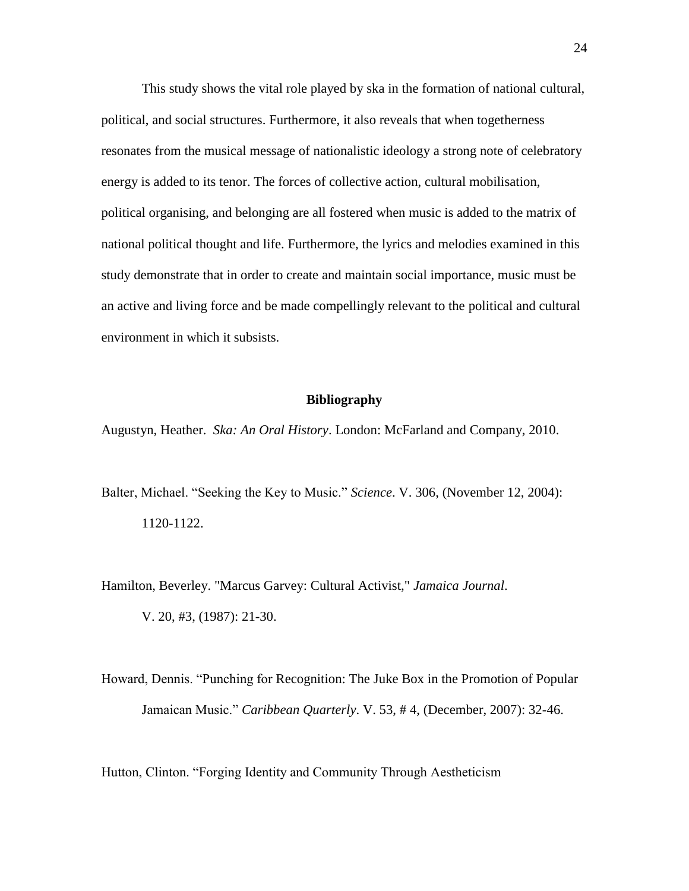This study shows the vital role played by ska in the formation of national cultural, political, and social structures. Furthermore, it also reveals that when togetherness resonates from the musical message of nationalistic ideology a strong note of celebratory energy is added to its tenor. The forces of collective action, cultural mobilisation, political organising, and belonging are all fostered when music is added to the matrix of national political thought and life. Furthermore, the lyrics and melodies examined in this study demonstrate that in order to create and maintain social importance, music must be an active and living force and be made compellingly relevant to the political and cultural environment in which it subsists.

## **Bibliography**

Augustyn, Heather. *Ska: An Oral History*. London: McFarland and Company, 2010.

Balter, Michael. "Seeking the Key to Music." *Science*. V. 306, (November 12, 2004): 1120-1122.

Hamilton, Beverley. "Marcus Garvey: Cultural Activist," *Jamaica Journal*. V. 20, #3, (1987): 21-30.

Howard, Dennis. "Punching for Recognition: The Juke Box in the Promotion of Popular Jamaican Music." *Caribbean Quarterly*. V. 53, # 4, (December, 2007): 32-46.

Hutton, Clinton. "Forging Identity and Community Through Aestheticism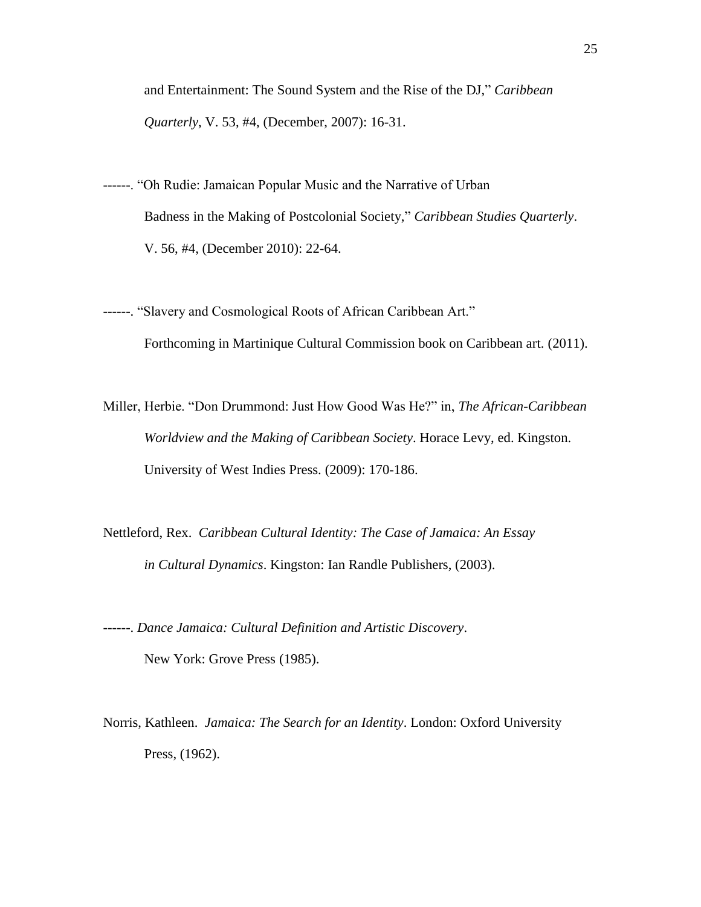and Entertainment: The Sound System and the Rise of the DJ," *Caribbean Quarterly*, V. 53, #4, (December, 2007): 16-31.

------. "Oh Rudie: Jamaican Popular Music and the Narrative of Urban Badness in the Making of Postcolonial Society," *Caribbean Studies Quarterly*. V. 56, #4, (December 2010): 22-64.

------. "Slavery and Cosmological Roots of African Caribbean Art." Forthcoming in Martinique Cultural Commission book on Caribbean art. (2011).

Miller, Herbie. "Don Drummond: Just How Good Was He?" in, *The African-Caribbean Worldview and the Making of Caribbean Society*. Horace Levy, ed. Kingston. University of West Indies Press. (2009): 170-186.

Nettleford, Rex. *Caribbean Cultural Identity: The Case of Jamaica: An Essay in Cultural Dynamics*. Kingston: Ian Randle Publishers, (2003).

------. *Dance Jamaica: Cultural Definition and Artistic Discovery*. New York: Grove Press (1985).

Norris, Kathleen. *Jamaica: The Search for an Identity*. London: Oxford University Press, (1962).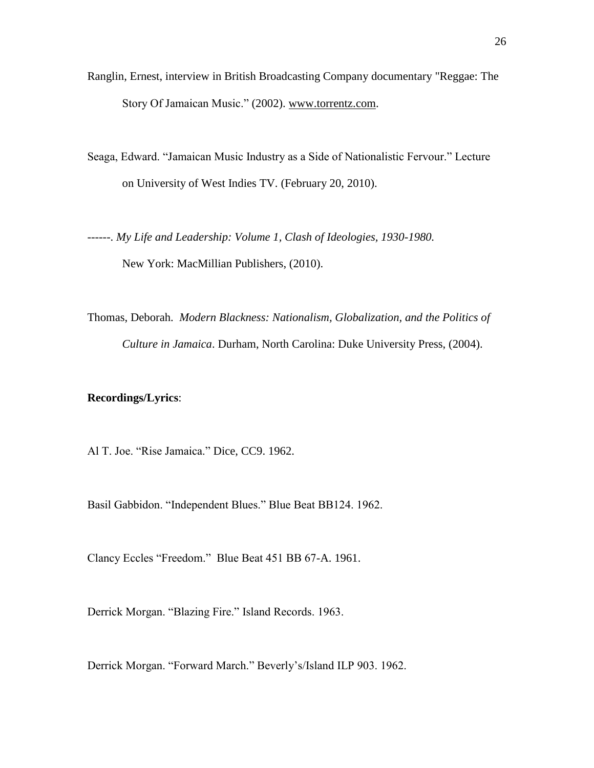Ranglin, Ernest, interview in British Broadcasting Company documentary "Reggae: The Story Of Jamaican Music." (2002). www.torrentz.com.

Seaga, Edward. "Jamaican Music Industry as a Side of Nationalistic Fervour." Lecture on University of West Indies TV. (February 20, 2010).

------. *My Life and Leadership: Volume 1, Clash of Ideologies, 1930-1980.* New York: MacMillian Publishers, (2010).

Thomas, Deborah. *Modern Blackness: Nationalism, Globalization, and the Politics of Culture in Jamaica*. Durham, North Carolina: Duke University Press, (2004).

**Recordings/Lyrics**:

Al T. Joe. "Rise Jamaica." Dice, CC9. 1962.

Basil Gabbidon. "Independent Blues." Blue Beat BB124. 1962.

Clancy Eccles "Freedom." Blue Beat 451 BB 67-A. 1961.

Derrick Morgan. "Blazing Fire." Island Records. 1963.

Derrick Morgan. "Forward March." Beverly's/Island ILP 903. 1962.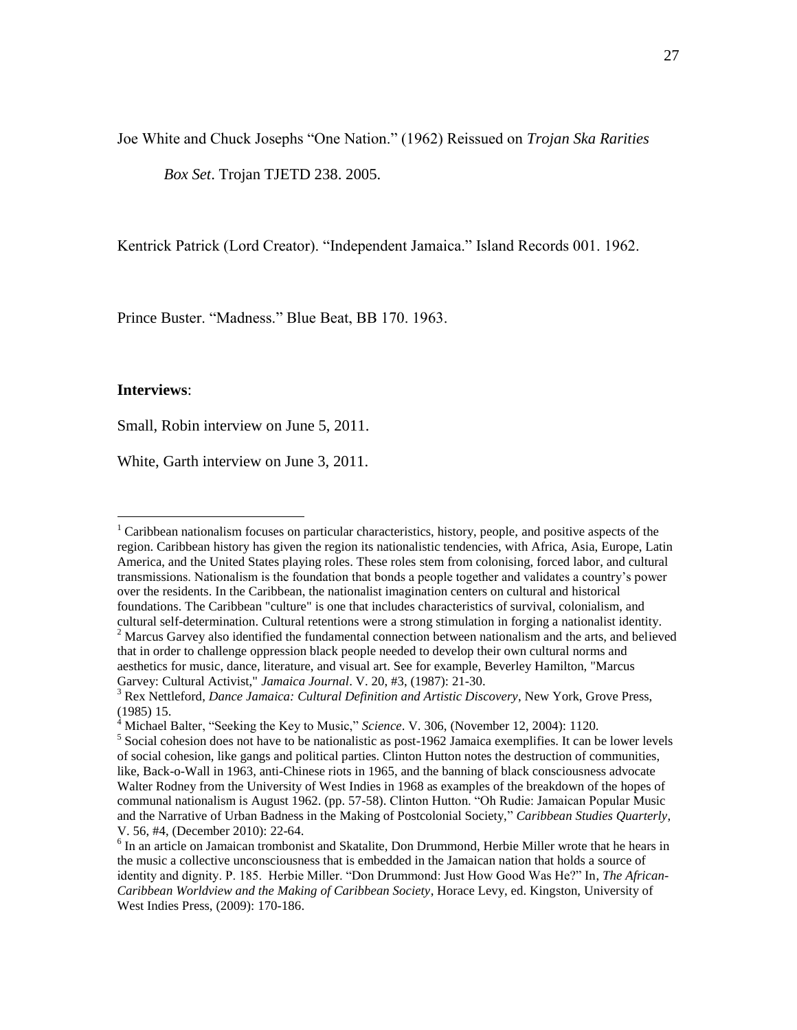Joe White and Chuck Josephs "One Nation." (1962) Reissued on *Trojan Ska Rarities Box Set*. Trojan TJETD 238. 2005.

Kentrick Patrick (Lord Creator). "Independent Jamaica." Island Records 001. 1962.

Prince Buster. "Madness." Blue Beat, BB 170. 1963.

**Interviews**:

Small, Robin interview on June 5, 2011.

White, Garth interview on June 3, 2011.

---

[1] Caribbean nationalism focuses on particular characteristics, history, people, and positive aspects of the region. Caribbean history has given the region its nationalistic tendencies, with Africa, Asia, Europe, Latin America, and the United States playing roles. These roles stem from colonising, forced labor, and cultural transmissions. Nationalism is the foundation that bonds a people together and validates a country's power over the residents. In the Caribbean, the nationalist imagination centers on cultural and historical foundations. The Caribbean "culture" is one that includes characteristics of survival, colonialism, and cultural self-determination. Cultural retentions were a strong stimulation in forging a nationalist identity.

[2] Marcus Garvey also identified the fundamental connection between nationalism and the arts, and believed that in order to challenge oppression black people needed to develop their own cultural norms and aesthetics for music, dance, literature, and visual art. See for example, Beverley Hamilton, "Marcus Garvey: Cultural Activist," *Jamaica Journal*. V. 20, #3, (1987): 21-30.

[3] Rex Nettleford, *Dance Jamaica: Cultural Definition and Artistic Discovery*, New York, Grove Press, (1985) 15.

[4] Michael Balter, "Seeking the Key to Music," *Science*. V. 306, (November 12, 2004): 1120.

[5] Social cohesion does not have to be nationalistic as post-1962 Jamaica exemplifies. It can be lower levels of social cohesion, like gangs and political parties. Clinton Hutton notes the destruction of communities, like, Back-o-Wall in 1963, anti-Chinese riots in 1965, and the banning of black consciousness advocate Walter Rodney from the University of West Indies in 1968 as examples of the breakdown of the hopes of communal nationalism is August 1962. (pp. 57-58). Clinton Hutton. "Oh Rudie: Jamaican Popular Music and the Narrative of Urban Badness in the Making of Postcolonial Society," *Caribbean Studies Quarterly*, V. 56, #4, (December 2010): 22-64.

[6] In an article on Jamaican trombonist and Skatalite, Don Drummond, Herbie Miller wrote that he hears in the music a collective unconsciousness that is embedded in the Jamaican nation that holds a source of identity and dignity. P. 185. Herbie Miller. "Don Drummond: Just How Good Was He?" In, *The African-Caribbean Worldview and the Making of Caribbean Society*, Horace Levy, ed. Kingston, University of West Indies Press, (2009): 170-186.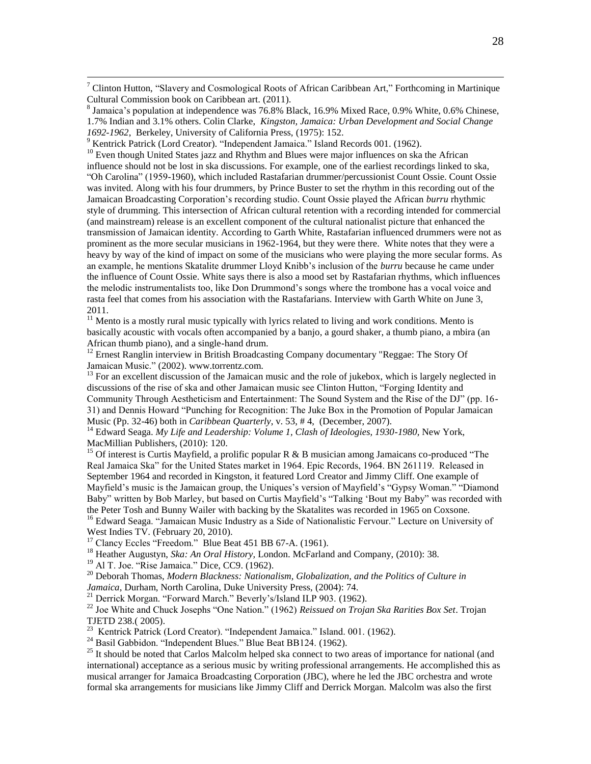[7] Clinton Hutton, "Slavery and Cosmological Roots of African Caribbean Art," Forthcoming in Martinique Cultural Commission book on Caribbean art. (2011).

[8] Jamaica's population at independence was 76.8% Black, 16.9% Mixed Race, 0.9% White, 0.6% Chinese, 1.7% Indian and 3.1% others. Colin Clarke, *Kingston, Jamaica: Urban Development and Social Change 1692-1962*, Berkeley, University of California Press, (1975): 152.

[9] Kentrick Patrick (Lord Creator). "Independent Jamaica." Island Records 001. (1962).

[10] Even though United States jazz and Rhythm and Blues were major influences on ska the African influence should not be lost in ska discussions. For example, one of the earliest recordings linked to ska, "Oh Carolina" (1959-1960), which included Rastafarian drummer/percussionist Count Ossie. Count Ossie was invited. Along with his four drummers, by Prince Buster to set the rhythm in this recording out of the Jamaican Broadcasting Corporation's recording studio. Count Ossie played the African *burru* rhythmic style of drumming. This intersection of African cultural retention with a recording intended for commercial (and mainstream) release is an excellent component of the cultural nationalist picture that enhanced the transmission of Jamaican identity. According to Garth White, Rastafarian influenced drummers were not as prominent as the more secular musicians in 1962-1964, but they were there. White notes that they were a heavy by way of the kind of impact on some of the musicians who were playing the more secular forms. As an example, he mentions Skatalite drummer Lloyd Knibb's inclusion of the *burru* because he came under the influence of Count Ossie. White says there is also a mood set by Rastafarian rhythms, which influences the melodic instrumentalists too, like Don Drummond's songs where the trombone has a vocal voice and rasta feel that comes from his association with the Rastafarians. Interview with Garth White on June 3, 2011.

[11] Mento is a mostly rural music typically with lyrics related to living and work conditions. Mento is basically acoustic with vocals often accompanied by a banjo, a gourd shaker, a thumb piano, a mbira (an African thumb piano), and a single-hand drum.

[12] Ernest Ranglin interview in British Broadcasting Company documentary "Reggae: The Story Of Jamaican Music." (2002). www.torrentz.com.

[13] For an excellent discussion of the Jamaican music and the role of jukebox, which is largely neglected in discussions of the rise of ska and other Jamaican music see Clinton Hutton, "Forging Identity and Community Through Aestheticism and Entertainment: The Sound System and the Rise of the DJ" (pp. 16-31) and Dennis Howard "Punching for Recognition: The Juke Box in the Promotion of Popular Jamaican Music (Pp. 32-46) both in *Caribbean Quarterly*, v. 53, # 4, (December, 2007).

[14] Edward Seaga. *My Life and Leadership: Volume 1, Clash of Ideologies, 1930-1980*, New York, MacMillian Publishers, (2010): 120.

[15] Of interest is Curtis Mayfield, a prolific popular R & B musician among Jamaicans co-produced "The Real Jamaica Ska" for the United States market in 1964. Epic Records, 1964. BN 261119. Released in September 1964 and recorded in Kingston, it featured Lord Creator and Jimmy Cliff. One example of Mayfield's music is the Jamaican group, the Uniques's version of Mayfield's "Gypsy Woman." "Diamond Baby" written by Bob Marley, but based on Curtis Mayfield's "Talking 'Bout my Baby" was recorded with the Peter Tosh and Bunny Wailer with backing by the Skatalites was recorded in 1965 on Coxsone.

[16] Edward Seaga. "Jamaican Music Industry as a Side of Nationalistic Fervour." Lecture on University of West Indies TV. (February 20, 2010).

[17] Clancy Eccles "Freedom." Blue Beat 451 BB 67-A. (1961).

[18] Heather Augustyn, *Ska: An Oral History*, London. McFarland and Company, (2010): 38.

[19] Al T. Joe. "Rise Jamaica." Dice, CC9. (1962).

[20] Deborah Thomas, *Modern Blackness: Nationalism, Globalization, and the Politics of Culture in Jamaica*, Durham, North Carolina, Duke University Press, (2004): 74.

[21] Derrick Morgan. "Forward March." Beverly's/Island ILP 903. (1962).

[22] Joe White and Chuck Josephs "One Nation." (1962) *Reissued on Trojan Ska Rarities Box Set*. Trojan TJETD 238.( 2005).

[23] Kentrick Patrick (Lord Creator). "Independent Jamaica." Island. 001. (1962).

[24] Basil Gabbidon. "Independent Blues." Blue Beat BB124. (1962).

[25] It should be noted that Carlos Malcolm helped ska connect to two areas of importance for national (and international) acceptance as a serious music by writing professional arrangements. He accomplished this as musical arranger for Jamaica Broadcasting Corporation (JBC), where he led the JBC orchestra and wrote formal ska arrangements for musicians like Jimmy Cliff and Derrick Morgan. Malcolm was also the first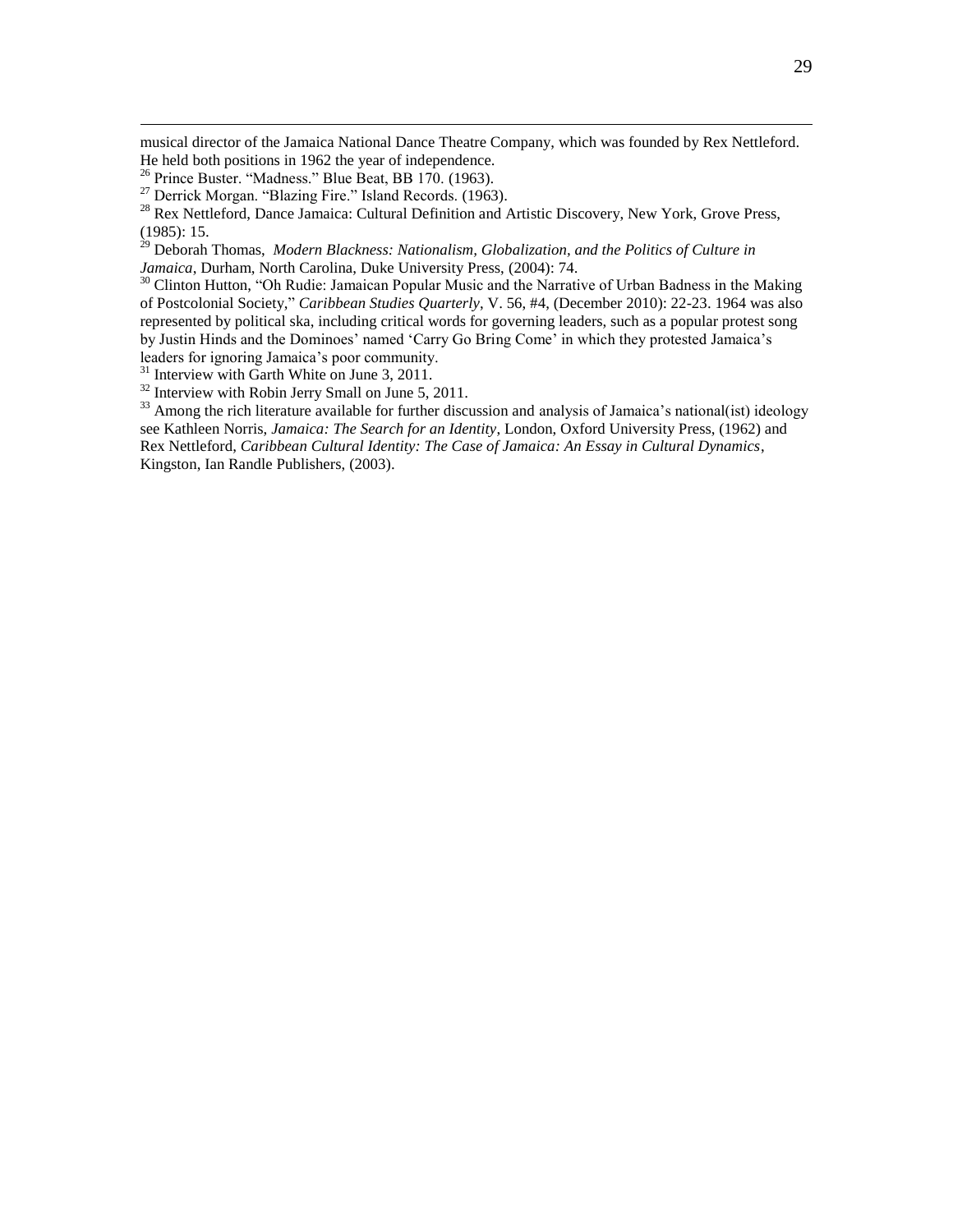musical director of the Jamaica National Dance Theatre Company, which was founded by Rex Nettleford. He held both positions in 1962 the year of independence.

[26] Prince Buster. "Madness." Blue Beat, BB 170. (1963).

[27] Derrick Morgan. "Blazing Fire." Island Records. (1963).

[28] Rex Nettleford, Dance Jamaica: Cultural Definition and Artistic Discovery, New York, Grove Press, (1985): 15.

[29] Deborah Thomas, *Modern Blackness: Nationalism, Globalization, and the Politics of Culture in Jamaica*, Durham, North Carolina, Duke University Press, (2004): 74.

[30] Clinton Hutton, "Oh Rudie: Jamaican Popular Music and the Narrative of Urban Badness in the Making of Postcolonial Society," *Caribbean Studies Quarterly*, V. 56, #4, (December 2010): 22-23. 1964 was also represented by political ska, including critical words for governing leaders, such as a popular protest song by Justin Hinds and the Dominoes' named 'Carry Go Bring Come' in which they protested Jamaica's leaders for ignoring Jamaica's poor community.

[31] Interview with Garth White on June 3, 2011.

[32] Interview with Robin Jerry Small on June 5, 2011.

[33] Among the rich literature available for further discussion and analysis of Jamaica's national(ist) ideology see Kathleen Norris, *Jamaica: The Search for an Identity*, London, Oxford University Press, (1962) and Rex Nettleford, *Caribbean Cultural Identity: The Case of Jamaica: An Essay in Cultural Dynamics*, Kingston, Ian Randle Publishers, (2003).